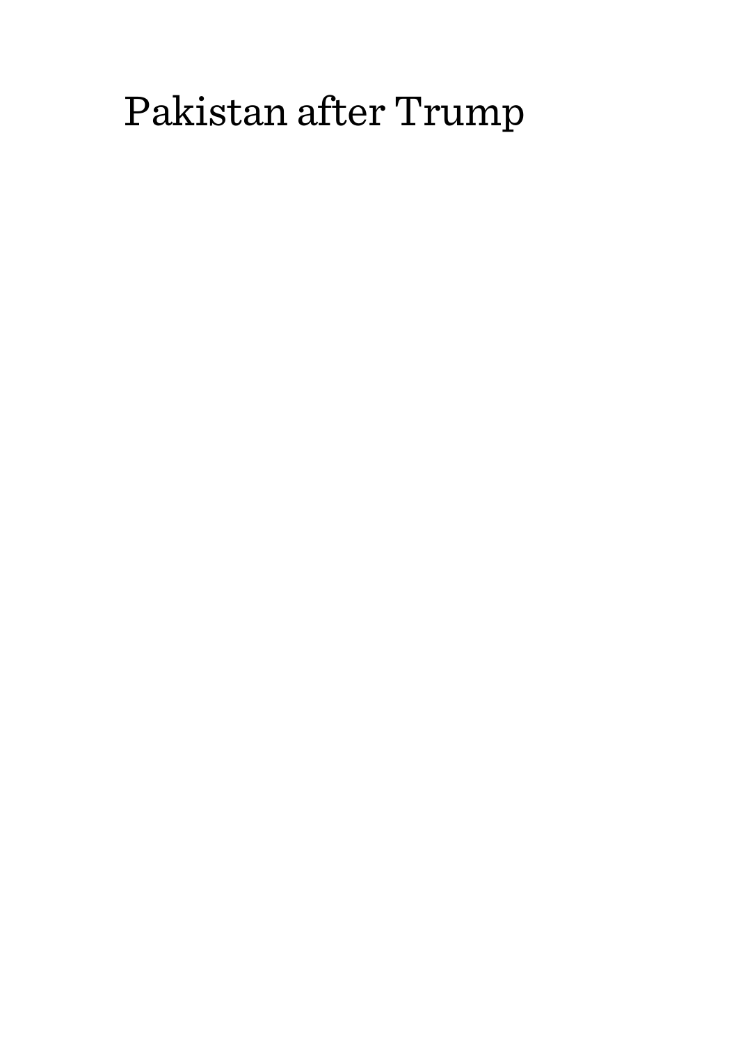# Pakistan after Trump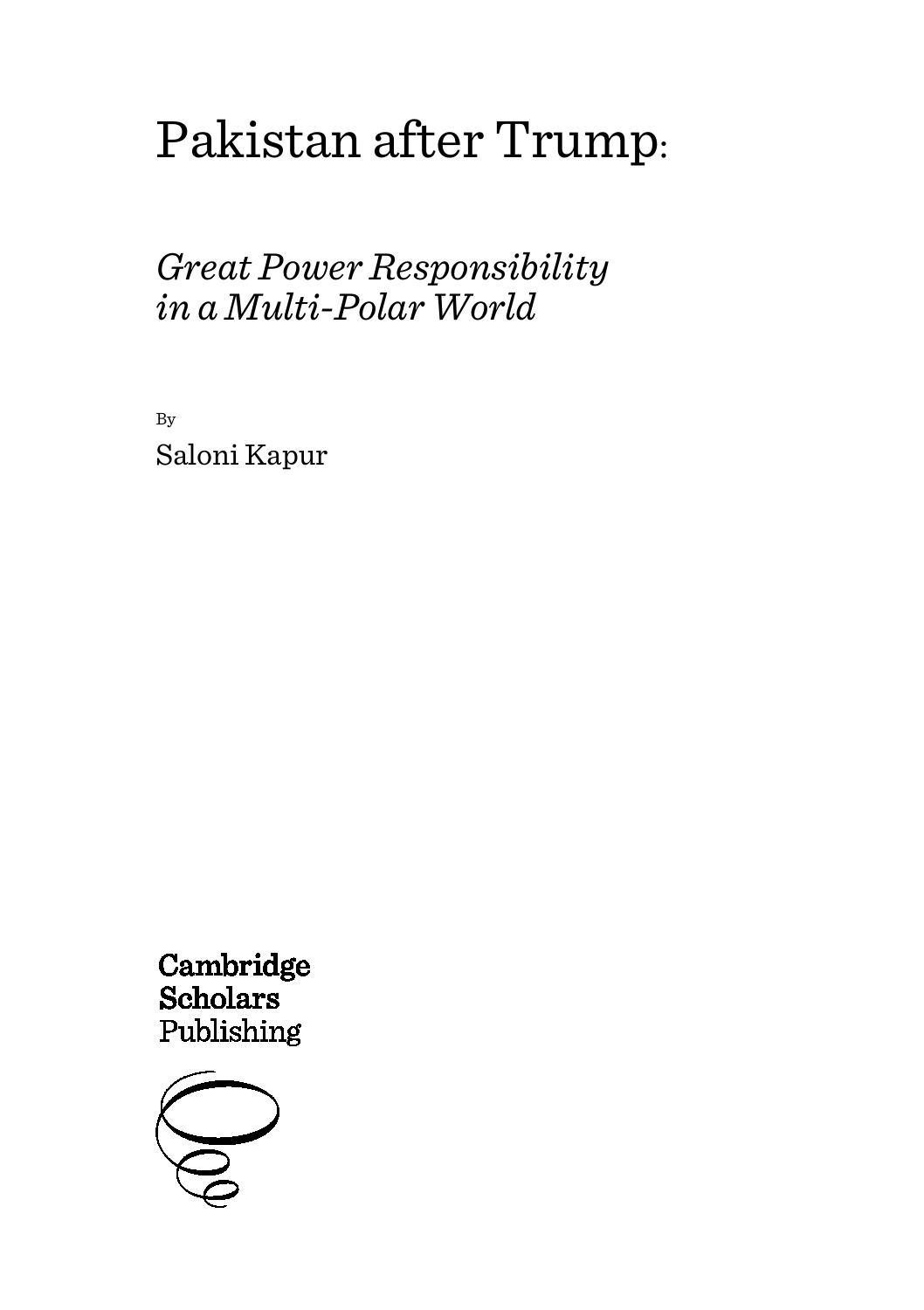# Pakistan after Trump:

## *Great Power Responsibility in a Multi-Polar World*

By

Saloni Kapur

Cambridge Scholars Publishing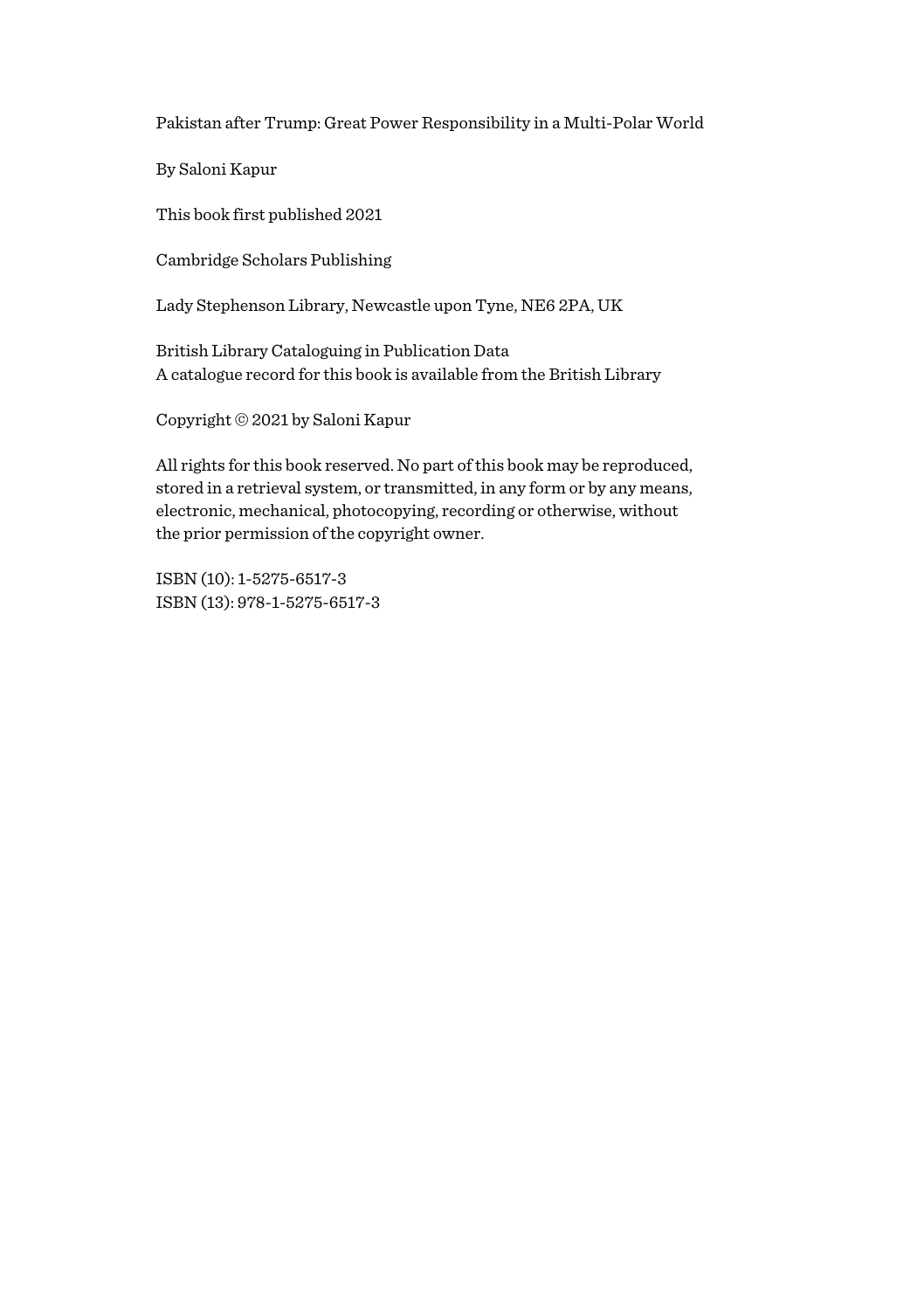Pakistan after Trump: Great Power Responsibility in a Multi-Polar World

By Saloni Kapur

This book first published 2021

Cambridge Scholars Publishing

Lady Stephenson Library, Newcastle upon Tyne, NE6 2PA, UK

British Library Cataloguing in Publication Data
A catalogue record for this book is available from the British Library

Copyright © 2021 by Saloni Kapur

All rights for this book reserved. No part of this book may be reproduced, stored in a retrieval system, or transmitted, in any form or by any means, electronic, mechanical, photocopying, recording or otherwise, without the prior permission of the copyright owner.

ISBN (10): 1-5275-6517-3
ISBN (13): 978-1-5275-6517-3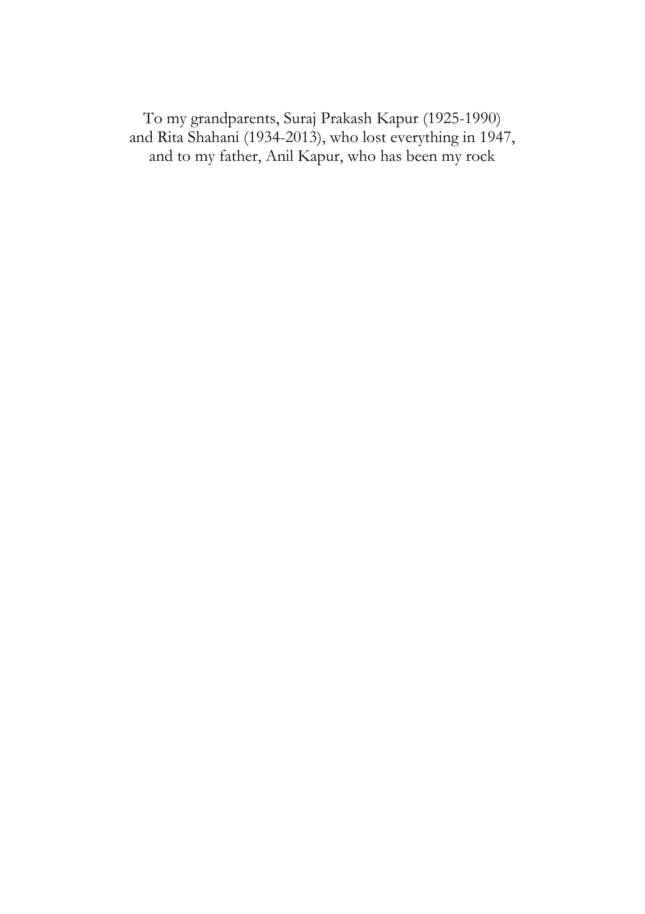To my grandparents, Suraj Prakash Kapur (1925-1990)
and Rita Shahani (1934-2013), who lost everything in 1947,
and to my father, Anil Kapur, who has been my rock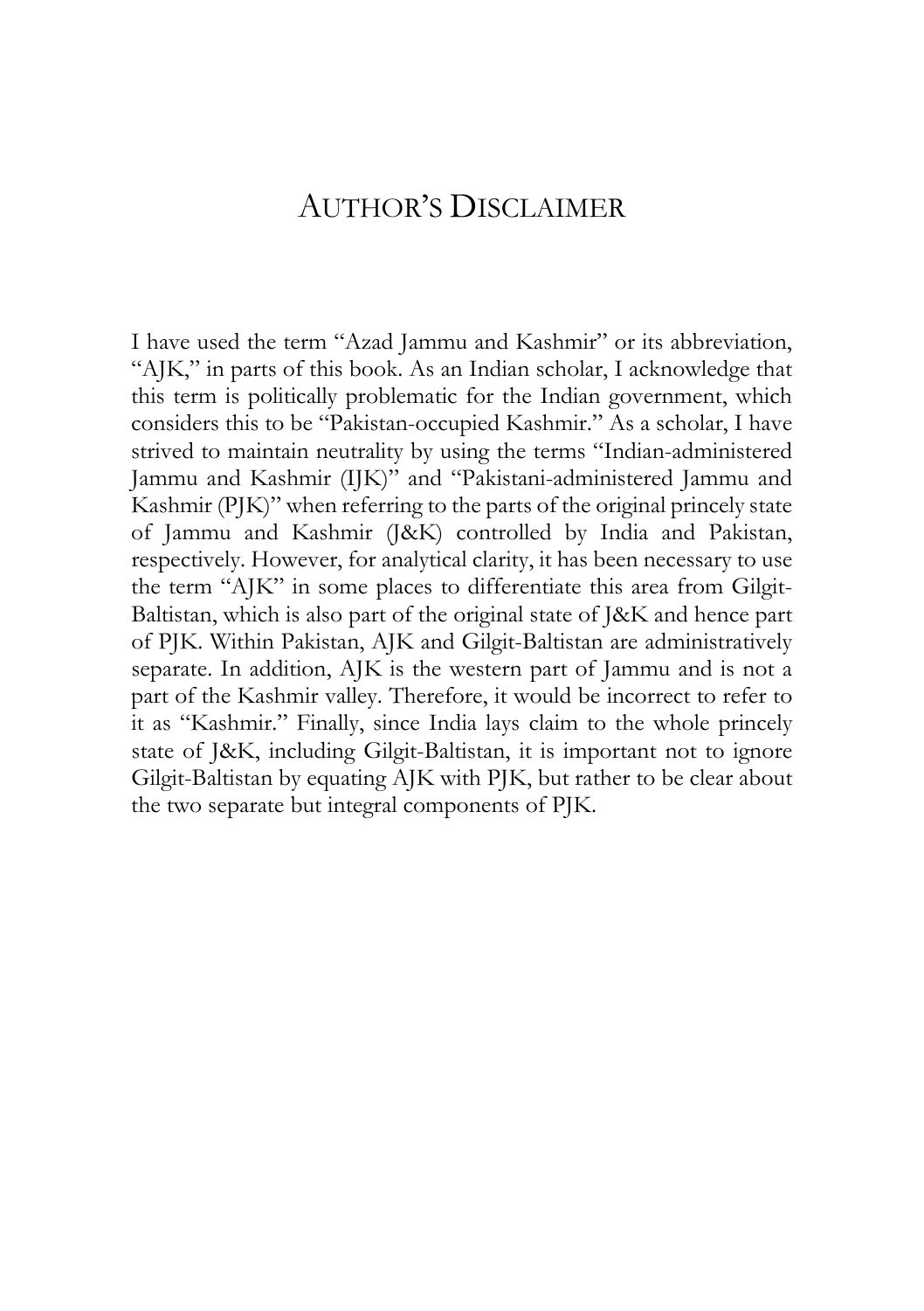# Author's Disclaimer

I have used the term "Azad Jammu and Kashmir" or its abbreviation, "AJK," in parts of this book. As an Indian scholar, I acknowledge that this term is politically problematic for the Indian government, which considers this to be "Pakistan-occupied Kashmir." As a scholar, I have strived to maintain neutrality by using the terms "Indian-administered Jammu and Kashmir (IJK)" and "Pakistani-administered Jammu and Kashmir (PJK)" when referring to the parts of the original princely state of Jammu and Kashmir (J&K) controlled by India and Pakistan, respectively. However, for analytical clarity, it has been necessary to use the term "AJK" in some places to differentiate this area from Gilgit-Baltistan, which is also part of the original state of J&K and hence part of PJK. Within Pakistan, AJK and Gilgit-Baltistan are administratively separate. In addition, AJK is the western part of Jammu and is not a part of the Kashmir valley. Therefore, it would be incorrect to refer to it as "Kashmir." Finally, since India lays claim to the whole princely state of J&K, including Gilgit-Baltistan, it is important not to ignore Gilgit-Baltistan by equating AJK with PJK, but rather to be clear about the two separate but integral components of PJK.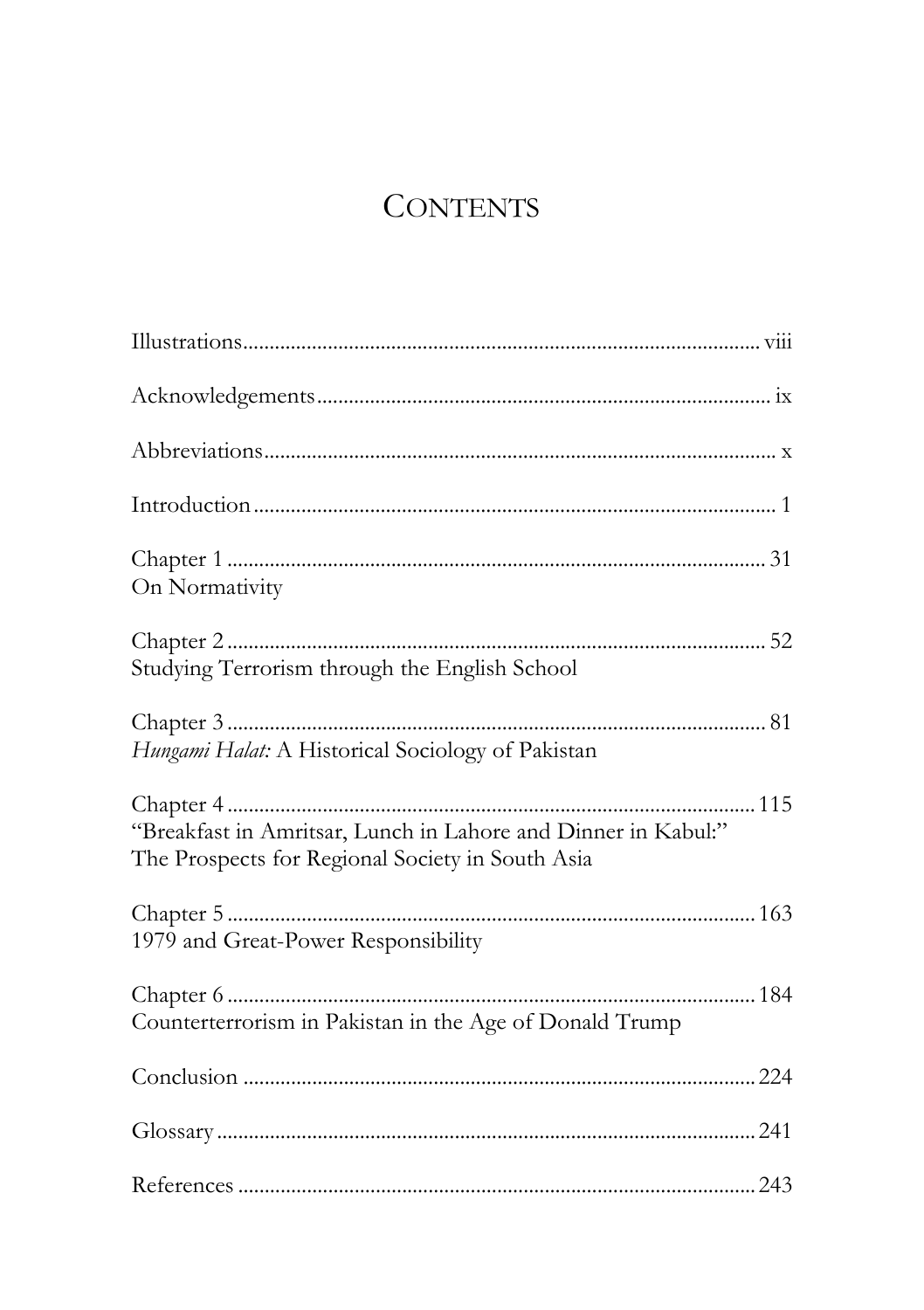# Contents

Illustrations ........ viii

Acknowledgements ........ ix

Abbreviations ........ x

Introduction ........ 1

Chapter 1 ........ 31
On Normativity

Chapter 2 ........ 52
Studying Terrorism through the English School

Chapter 3 ........ 81
*Hungami Halat:* A Historical Sociology of Pakistan

Chapter 4 ........ 115
"Breakfast in Amritsar, Lunch in Lahore and Dinner in Kabul:" The Prospects for Regional Society in South Asia

Chapter 5 ........ 163
1979 and Great-Power Responsibility

Chapter 6 ........ 184
Counterterrorism in Pakistan in the Age of Donald Trump

Conclusion ........ 224

Glossary ........ 241

References ........ 243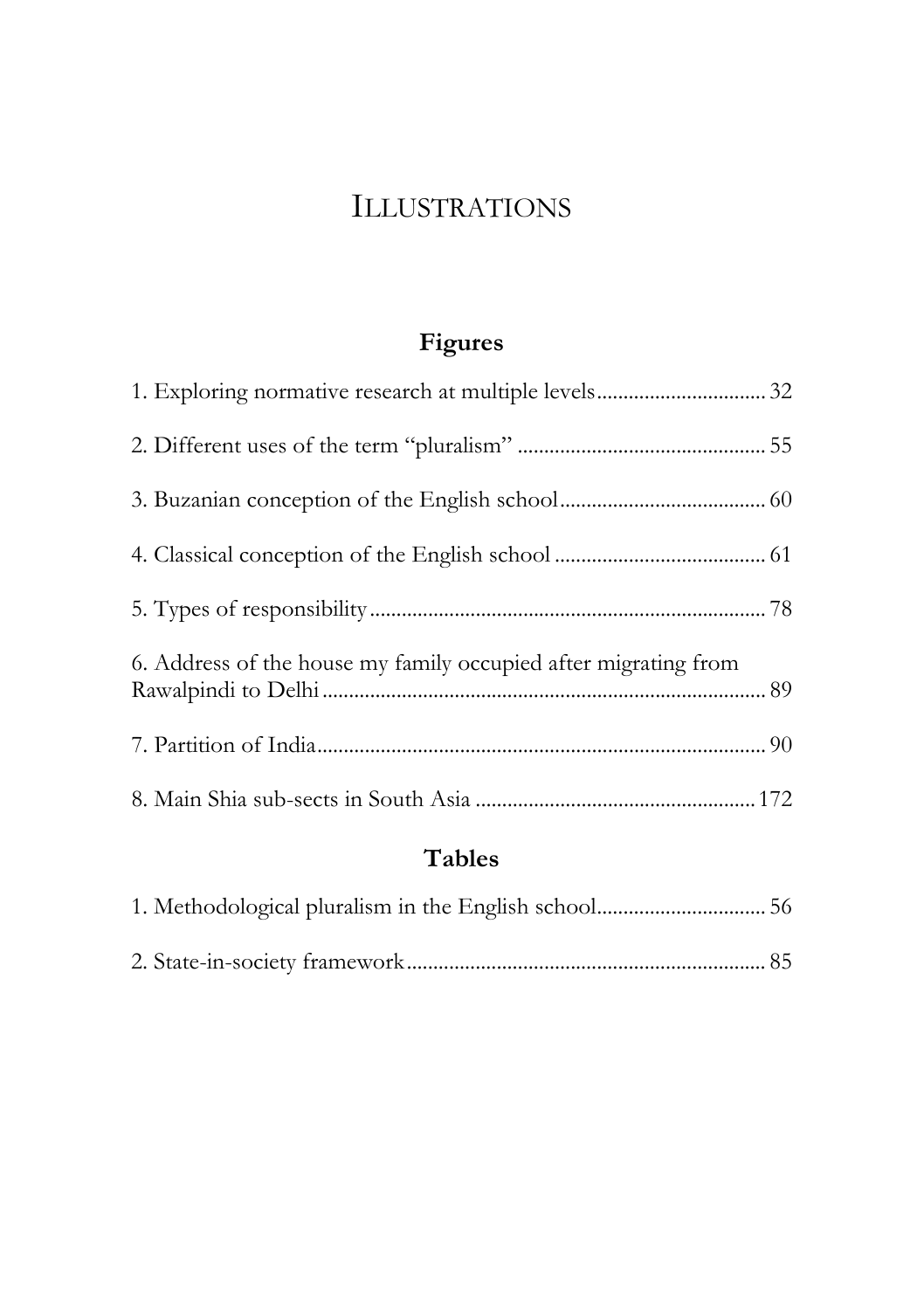# Illustrations

## Figures

1. Exploring normative research at multiple levels ................................ 32

2. Different uses of the term "pluralism" .............................................. 55

3. Buzanian conception of the English school ....................................... 60

4. Classical conception of the English school ........................................ 61

5. Types of responsibility ......................................................................... 78

6. Address of the house my family occupied after migrating from Rawalpindi to Delhi ..................................................................................... 89

7. Partition of India ................................................................................... 90

8. Main Shia sub-sects in South Asia ..................................................... 172

## Tables

1. Methodological pluralism in the English school ................................ 56

2. State-in-society framework .................................................................. 85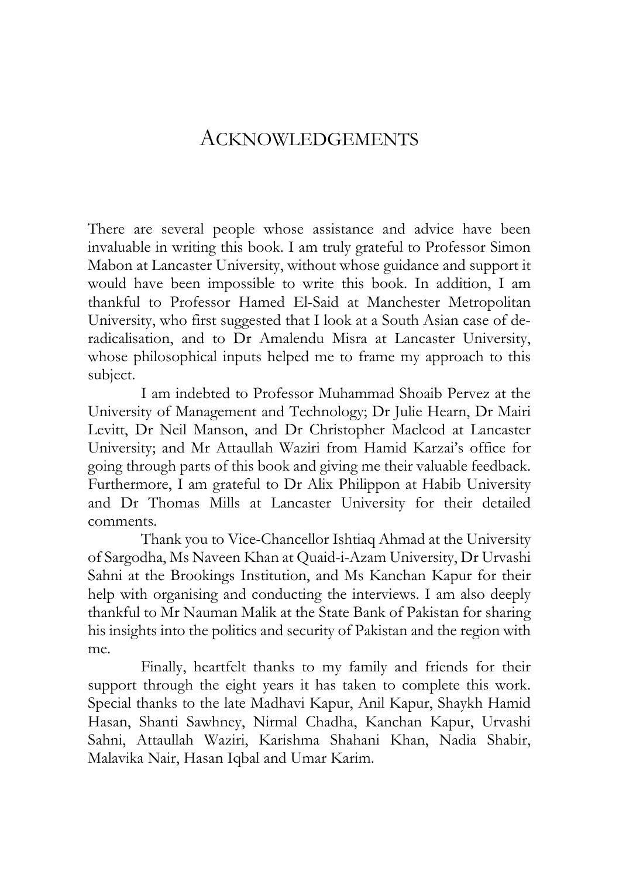# Acknowledgements

There are several people whose assistance and advice have been invaluable in writing this book. I am truly grateful to Professor Simon Mabon at Lancaster University, without whose guidance and support it would have been impossible to write this book. In addition, I am thankful to Professor Hamed El-Said at Manchester Metropolitan University, who first suggested that I look at a South Asian case of de-radicalisation, and to Dr Amalendu Misra at Lancaster University, whose philosophical inputs helped me to frame my approach to this subject.

I am indebted to Professor Muhammad Shoaib Pervez at the University of Management and Technology; Dr Julie Hearn, Dr Mairi Levitt, Dr Neil Manson, and Dr Christopher Macleod at Lancaster University; and Mr Attaullah Waziri from Hamid Karzai's office for going through parts of this book and giving me their valuable feedback. Furthermore, I am grateful to Dr Alix Philippon at Habib University and Dr Thomas Mills at Lancaster University for their detailed comments.

Thank you to Vice-Chancellor Ishtiaq Ahmad at the University of Sargodha, Ms Naveen Khan at Quaid-i-Azam University, Dr Urvashi Sahni at the Brookings Institution, and Ms Kanchan Kapur for their help with organising and conducting the interviews. I am also deeply thankful to Mr Nauman Malik at the State Bank of Pakistan for sharing his insights into the politics and security of Pakistan and the region with me.

Finally, heartfelt thanks to my family and friends for their support through the eight years it has taken to complete this work. Special thanks to the late Madhavi Kapur, Anil Kapur, Shaykh Hamid Hasan, Shanti Sawhney, Nirmal Chadha, Kanchan Kapur, Urvashi Sahni, Attaullah Waziri, Karishma Shahani Khan, Nadia Shabir, Malavika Nair, Hasan Iqbal and Umar Karim.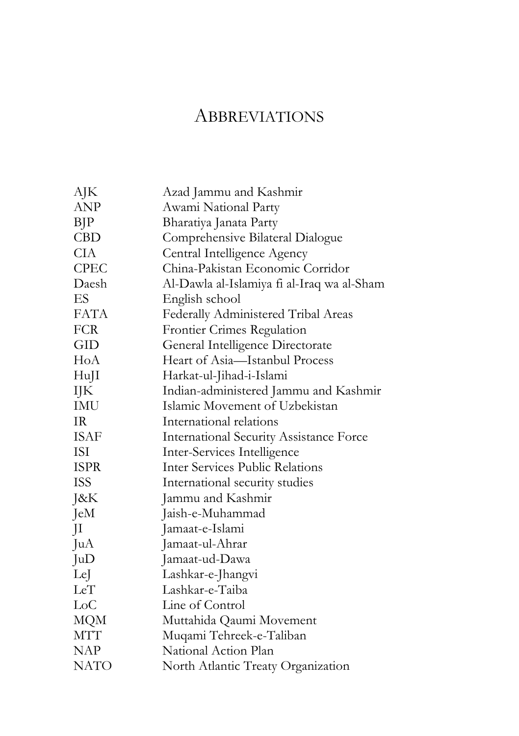# Abbreviations

| | |
|---|---|
| AJK | Azad Jammu and Kashmir |
| ANP | Awami National Party |
| BJP | Bharatiya Janata Party |
| CBD | Comprehensive Bilateral Dialogue |
| CIA | Central Intelligence Agency |
| CPEC | China-Pakistan Economic Corridor |
| Daesh | Al-Dawla al-Islamiya fi al-Iraq wa al-Sham |
| ES | English school |
| FATA | Federally Administered Tribal Areas |
| FCR | Frontier Crimes Regulation |
| GID | General Intelligence Directorate |
| HoA | Heart of Asia—Istanbul Process |
| HuJI | Harkat-ul-Jihad-i-Islami |
| IJK | Indian-administered Jammu and Kashmir |
| IMU | Islamic Movement of Uzbekistan |
| IR | International relations |
| ISAF | International Security Assistance Force |
| ISI | Inter-Services Intelligence |
| ISPR | Inter Services Public Relations |
| ISS | International security studies |
| J&K | Jammu and Kashmir |
| JeM | Jaish-e-Muhammad |
| JI | Jamaat-e-Islami |
| JuA | Jamaat-ul-Ahrar |
| JuD | Jamaat-ud-Dawa |
| LeJ | Lashkar-e-Jhangvi |
| LeT | Lashkar-e-Taiba |
| LoC | Line of Control |
| MQM | Muttahida Qaumi Movement |
| MTT | Muqami Tehreek-e-Taliban |
| NAP | National Action Plan |
| NATO | North Atlantic Treaty Organization |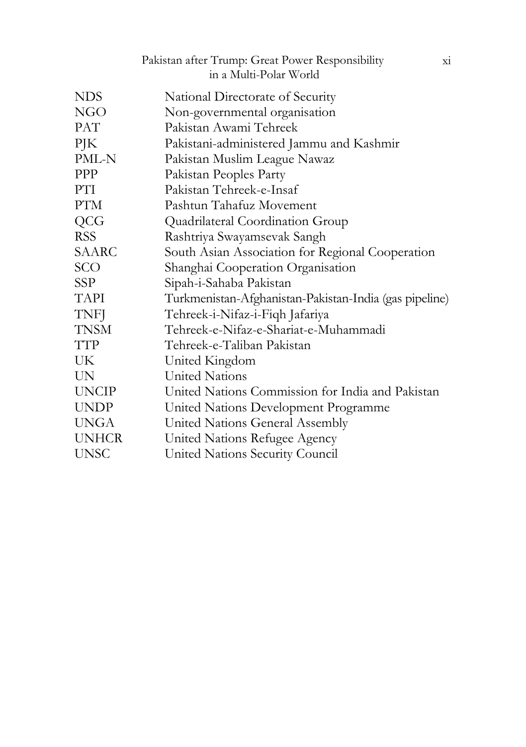| | |
|---|---|
| NDS | National Directorate of Security |
| NGO | Non-governmental organisation |
| PAT | Pakistan Awami Tehreek |
| PJK | Pakistani-administered Jammu and Kashmir |
| PML-N | Pakistan Muslim League Nawaz |
| PPP | Pakistan Peoples Party |
| PTI | Pakistan Tehreek-e-Insaf |
| PTM | Pashtun Tahafuz Movement |
| QCG | Quadrilateral Coordination Group |
| RSS | Rashtriya Swayamsevak Sangh |
| SAARC | South Asian Association for Regional Cooperation |
| SCO | Shanghai Cooperation Organisation |
| SSP | Sipah-i-Sahaba Pakistan |
| TAPI | Turkmenistan-Afghanistan-Pakistan-India (gas pipeline) |
| TNFJ | Tehreek-i-Nifaz-i-Fiqh Jafariya |
| TNSM | Tehreek-e-Nifaz-e-Shariat-e-Muhammadi |
| TTP | Tehreek-e-Taliban Pakistan |
| UK | United Kingdom |
| UN | United Nations |
| UNCIP | United Nations Commission for India and Pakistan |
| UNDP | United Nations Development Programme |
| UNGA | United Nations General Assembly |
| UNHCR | United Nations Refugee Agency |
| UNSC | United Nations Security Council |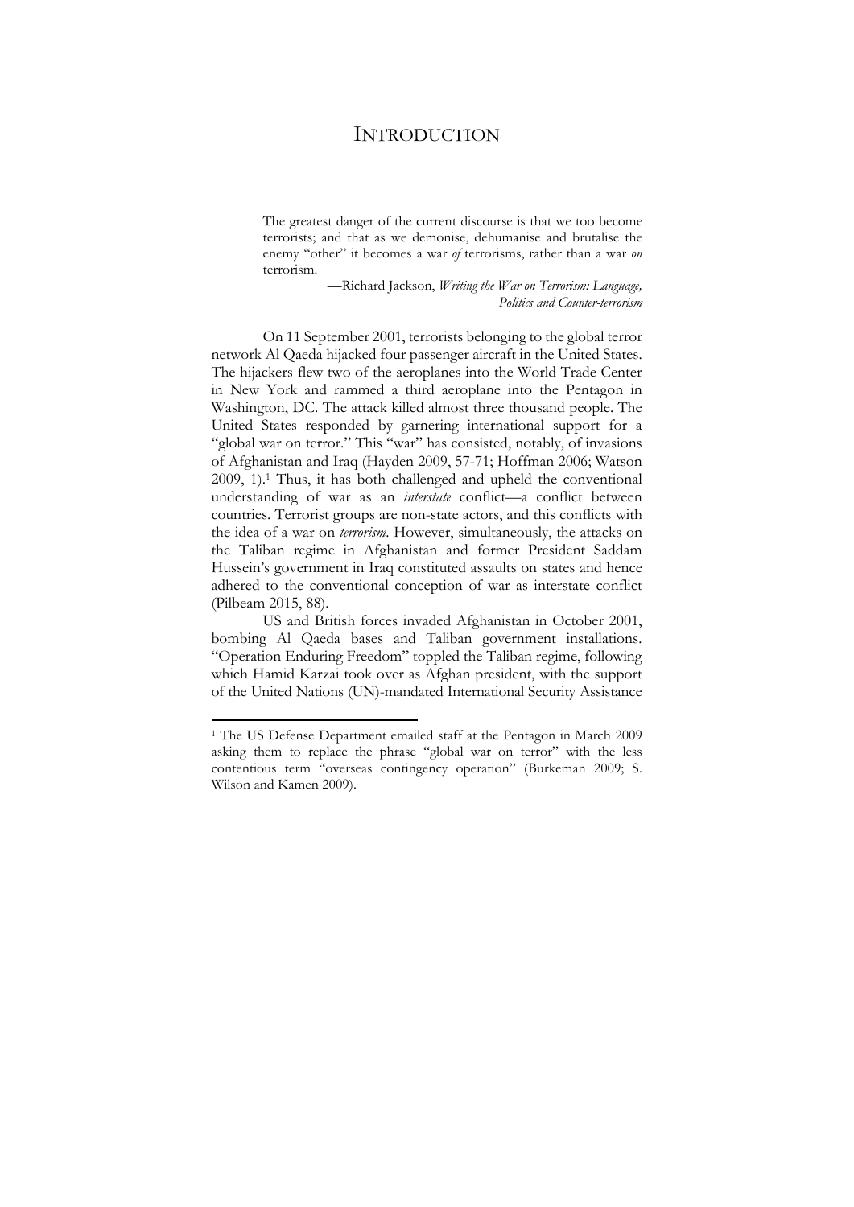# Introduction

> The greatest danger of the current discourse is that we too become terrorists; and that as we demonise, dehumanise and brutalise the enemy "other" it becomes a war *of* terrorisms, rather than a war *on* terrorism.
>
> —Richard Jackson, *Writing the War on Terrorism: Language, Politics and Counter-terrorism*

On 11 September 2001, terrorists belonging to the global terror network Al Qaeda hijacked four passenger aircraft in the United States. The hijackers flew two of the aeroplanes into the World Trade Center in New York and rammed a third aeroplane into the Pentagon in Washington, DC. The attack killed almost three thousand people. The United States responded by garnering international support for a "global war on terror." This "war" has consisted, notably, of invasions of Afghanistan and Iraq (Hayden 2009, 57-71; Hoffman 2006; Watson 2009, 1).[1] Thus, it has both challenged and upheld the conventional understanding of war as an *interstate* conflict—a conflict between countries. Terrorist groups are non-state actors, and this conflicts with the idea of a war on *terrorism*. However, simultaneously, the attacks on the Taliban regime in Afghanistan and former President Saddam Hussein's government in Iraq constituted assaults on states and hence adhered to the conventional conception of war as interstate conflict (Pilbeam 2015, 88).

US and British forces invaded Afghanistan in October 2001, bombing Al Qaeda bases and Taliban government installations. "Operation Enduring Freedom" toppled the Taliban regime, following which Hamid Karzai took over as Afghan president, with the support of the United Nations (UN)-mandated International Security Assistance

---

[1] The US Defense Department emailed staff at the Pentagon in March 2009 asking them to replace the phrase "global war on terror" with the less contentious term "overseas contingency operation" (Burkeman 2009; S. Wilson and Kamen 2009).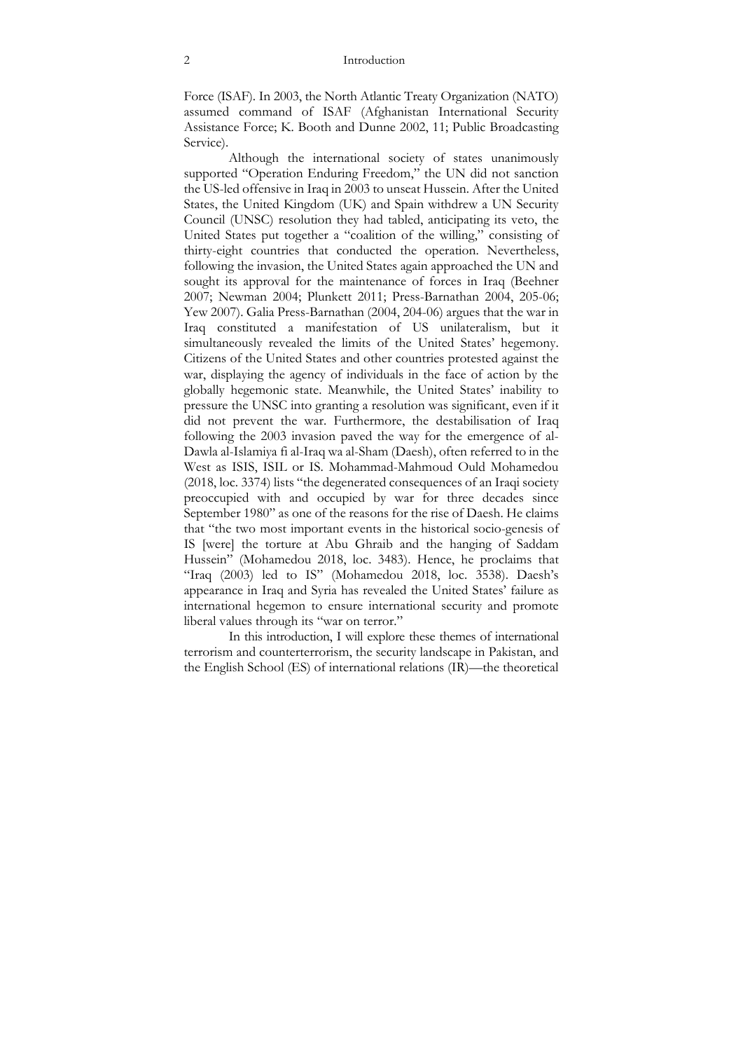Force (ISAF). In 2003, the North Atlantic Treaty Organization (NATO) assumed command of ISAF (Afghanistan International Security Assistance Force; K. Booth and Dunne 2002, 11; Public Broadcasting Service).

Although the international society of states unanimously supported "Operation Enduring Freedom," the UN did not sanction the US-led offensive in Iraq in 2003 to unseat Hussein. After the United States, the United Kingdom (UK) and Spain withdrew a UN Security Council (UNSC) resolution they had tabled, anticipating its veto, the United States put together a "coalition of the willing," consisting of thirty-eight countries that conducted the operation. Nevertheless, following the invasion, the United States again approached the UN and sought its approval for the maintenance of forces in Iraq (Beehner 2007; Newman 2004; Plunkett 2011; Press-Barnathan 2004, 205-06; Yew 2007). Galia Press-Barnathan (2004, 204-06) argues that the war in Iraq constituted a manifestation of US unilateralism, but it simultaneously revealed the limits of the United States' hegemony. Citizens of the United States and other countries protested against the war, displaying the agency of individuals in the face of action by the globally hegemonic state. Meanwhile, the United States' inability to pressure the UNSC into granting a resolution was significant, even if it did not prevent the war. Furthermore, the destabilisation of Iraq following the 2003 invasion paved the way for the emergence of al-Dawla al-Islamiya fi al-Iraq wa al-Sham (Daesh), often referred to in the West as ISIS, ISIL or IS. Mohammad-Mahmoud Ould Mohamedou (2018, loc. 3374) lists "the degenerated consequences of an Iraqi society preoccupied with and occupied by war for three decades since September 1980" as one of the reasons for the rise of Daesh. He claims that "the two most important events in the historical socio-genesis of IS [were] the torture at Abu Ghraib and the hanging of Saddam Hussein" (Mohamedou 2018, loc. 3483). Hence, he proclaims that "Iraq (2003) led to IS" (Mohamedou 2018, loc. 3538). Daesh's appearance in Iraq and Syria has revealed the United States' failure as international hegemon to ensure international security and promote liberal values through its "war on terror."

In this introduction, I will explore these themes of international terrorism and counterterrorism, the security landscape in Pakistan, and the English School (ES) of international relations (IR)—the theoretical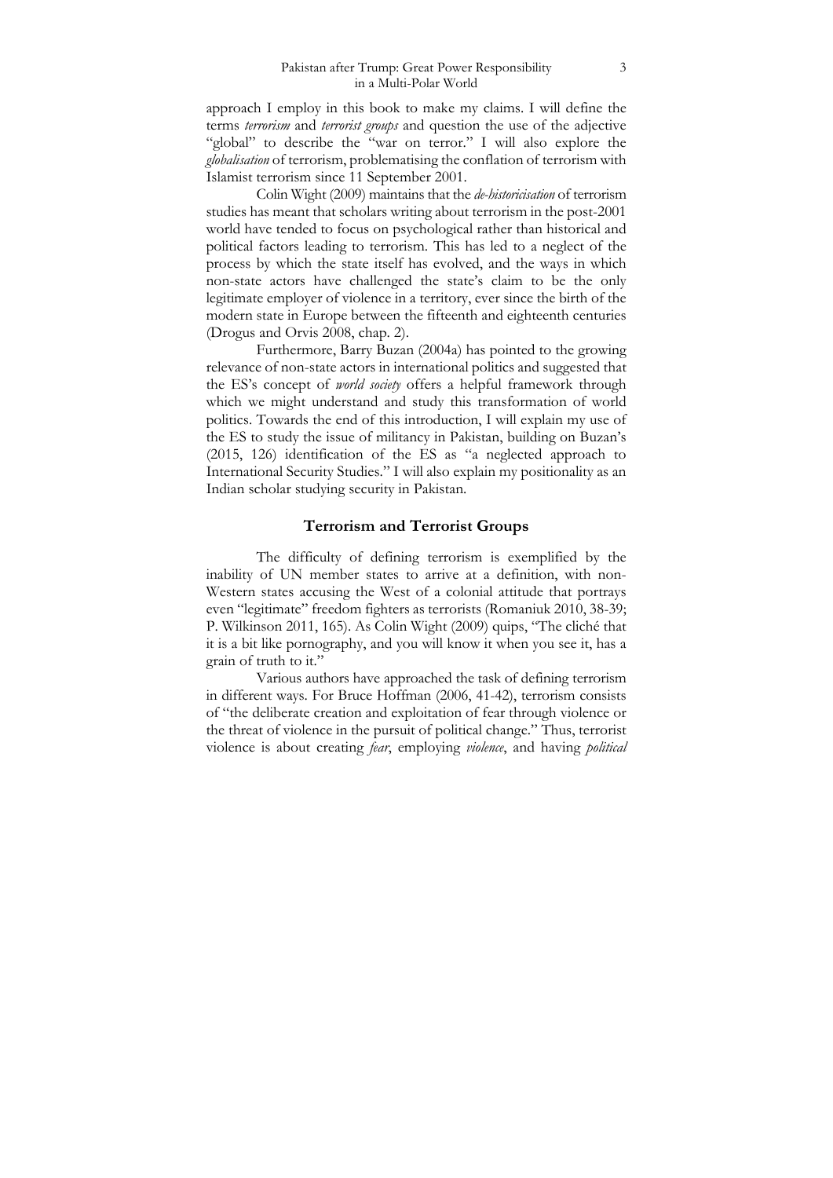approach I employ in this book to make my claims. I will define the terms *terrorism* and *terrorist groups* and question the use of the adjective "global" to describe the "war on terror." I will also explore the *globalisation* of terrorism, problematising the conflation of terrorism with Islamist terrorism since 11 September 2001.

Colin Wight (2009) maintains that the *de-historicisation* of terrorism studies has meant that scholars writing about terrorism in the post-2001 world have tended to focus on psychological rather than historical and political factors leading to terrorism. This has led to a neglect of the process by which the state itself has evolved, and the ways in which non-state actors have challenged the state's claim to be the only legitimate employer of violence in a territory, ever since the birth of the modern state in Europe between the fifteenth and eighteenth centuries (Drogus and Orvis 2008, chap. 2).

Furthermore, Barry Buzan (2004a) has pointed to the growing relevance of non-state actors in international politics and suggested that the ES's concept of *world society* offers a helpful framework through which we might understand and study this transformation of world politics. Towards the end of this introduction, I will explain my use of the ES to study the issue of militancy in Pakistan, building on Buzan's (2015, 126) identification of the ES as "a neglected approach to International Security Studies." I will also explain my positionality as an Indian scholar studying security in Pakistan.

## Terrorism and Terrorist Groups

The difficulty of defining terrorism is exemplified by the inability of UN member states to arrive at a definition, with non-Western states accusing the West of a colonial attitude that portrays even "legitimate" freedom fighters as terrorists (Romaniuk 2010, 38-39; P. Wilkinson 2011, 165). As Colin Wight (2009) quips, "The cliché that it is a bit like pornography, and you will know it when you see it, has a grain of truth to it."

Various authors have approached the task of defining terrorism in different ways. For Bruce Hoffman (2006, 41-42), terrorism consists of "the deliberate creation and exploitation of fear through violence or the threat of violence in the pursuit of political change." Thus, terrorist violence is about creating *fear*, employing *violence*, and having *political*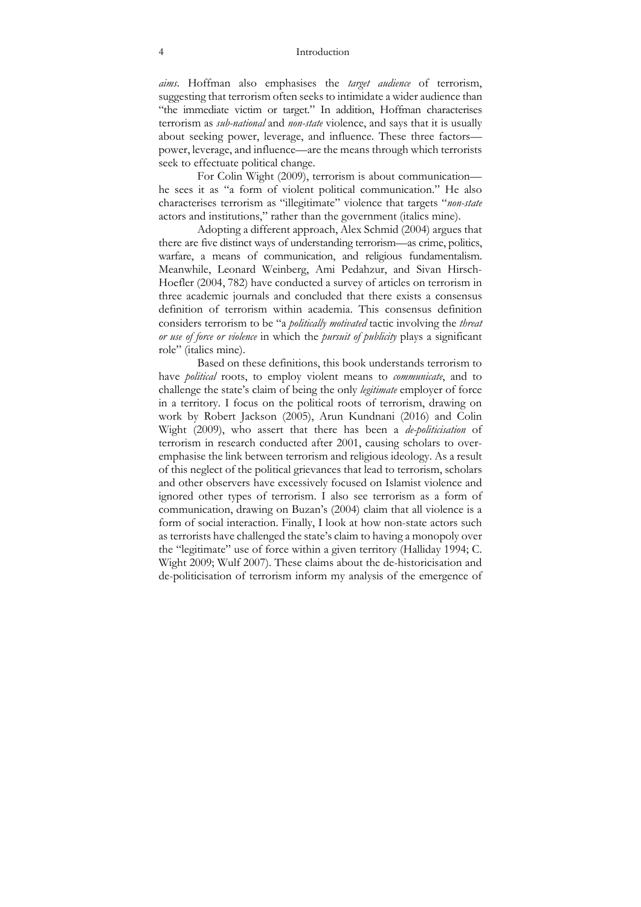*aims*. Hoffman also emphasises the *target audience* of terrorism, suggesting that terrorism often seeks to intimidate a wider audience than "the immediate victim or target." In addition, Hoffman characterises terrorism as *sub-national* and *non-state* violence, and says that it is usually about seeking power, leverage, and influence. These three factors—power, leverage, and influence—are the means through which terrorists seek to effectuate political change.

For Colin Wight (2009), terrorism is about communication—he sees it as "a form of violent political communication." He also characterises terrorism as "illegitimate" violence that targets "*non-state* actors and institutions," rather than the government (italics mine).

Adopting a different approach, Alex Schmid (2004) argues that there are five distinct ways of understanding terrorism—as crime, politics, warfare, a means of communication, and religious fundamentalism. Meanwhile, Leonard Weinberg, Ami Pedahzur, and Sivan Hirsch-Hoefler (2004, 782) have conducted a survey of articles on terrorism in three academic journals and concluded that there exists a consensus definition of terrorism within academia. This consensus definition considers terrorism to be "a *politically motivated* tactic involving the *threat or use of force or violence* in which the *pursuit of publicity* plays a significant role" (italics mine).

Based on these definitions, this book understands terrorism to have *political* roots, to employ violent means to *communicate*, and to challenge the state's claim of being the only *legitimate* employer of force in a territory. I focus on the political roots of terrorism, drawing on work by Robert Jackson (2005), Arun Kundnani (2016) and Colin Wight (2009), who assert that there has been a *de-politicisation* of terrorism in research conducted after 2001, causing scholars to over-emphasise the link between terrorism and religious ideology. As a result of this neglect of the political grievances that lead to terrorism, scholars and other observers have excessively focused on Islamist violence and ignored other types of terrorism. I also see terrorism as a form of communication, drawing on Buzan's (2004) claim that all violence is a form of social interaction. Finally, I look at how non-state actors such as terrorists have challenged the state's claim to having a monopoly over the "legitimate" use of force within a given territory (Halliday 1994; C. Wight 2009; Wulf 2007). These claims about the de-historicisation and de-politicisation of terrorism inform my analysis of the emergence of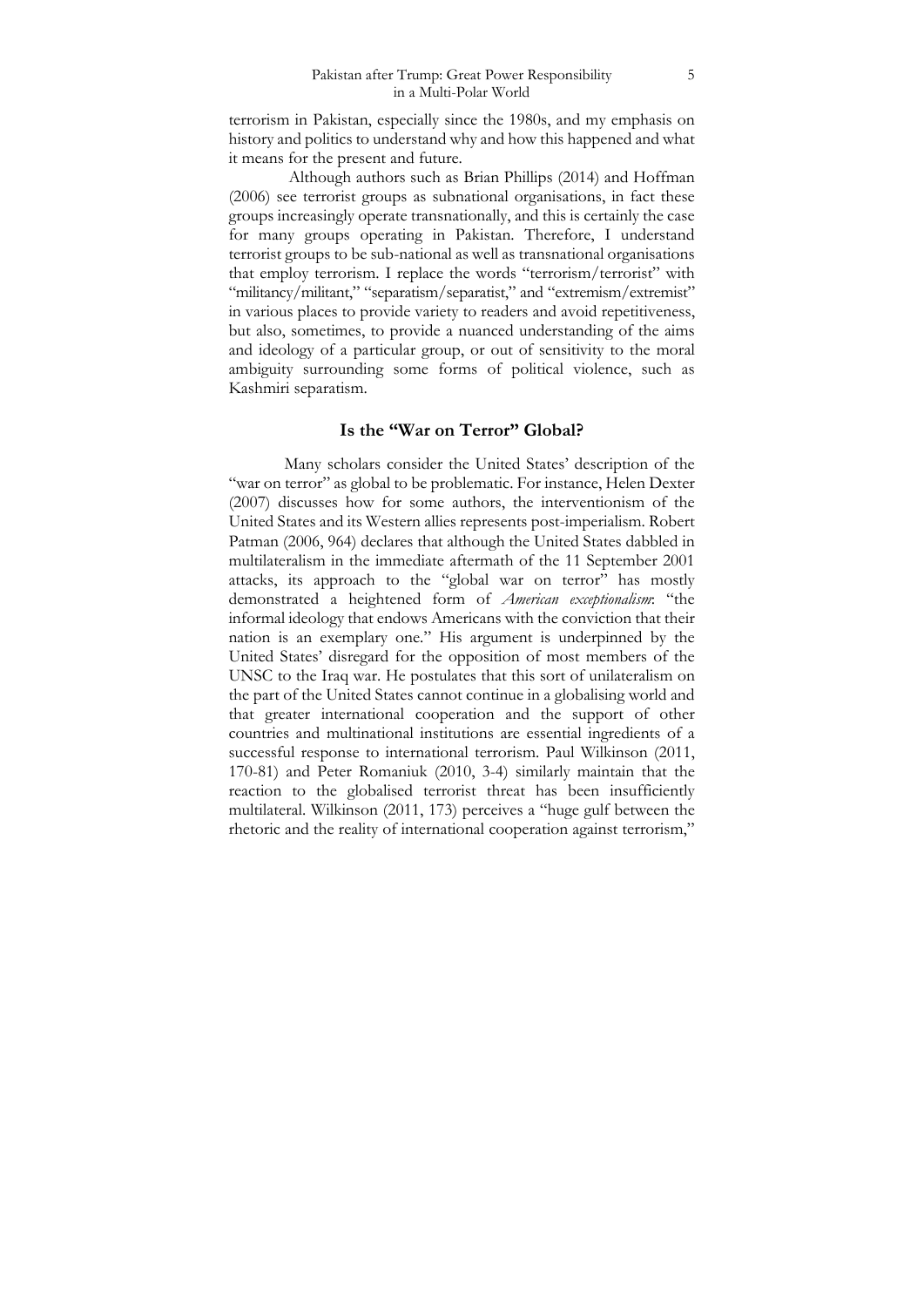terrorism in Pakistan, especially since the 1980s, and my emphasis on history and politics to understand why and how this happened and what it means for the present and future.

Although authors such as Brian Phillips (2014) and Hoffman (2006) see terrorist groups as subnational organisations, in fact these groups increasingly operate transnationally, and this is certainly the case for many groups operating in Pakistan. Therefore, I understand terrorist groups to be sub-national as well as transnational organisations that employ terrorism. I replace the words "terrorism/terrorist" with "militancy/militant," "separatism/separatist," and "extremism/extremist" in various places to provide variety to readers and avoid repetitiveness, but also, sometimes, to provide a nuanced understanding of the aims and ideology of a particular group, or out of sensitivity to the moral ambiguity surrounding some forms of political violence, such as Kashmiri separatism.

## Is the "War on Terror" Global?

Many scholars consider the United States' description of the "war on terror" as global to be problematic. For instance, Helen Dexter (2007) discusses how for some authors, the interventionism of the United States and its Western allies represents post-imperialism. Robert Patman (2006, 964) declares that although the United States dabbled in multilateralism in the immediate aftermath of the 11 September 2001 attacks, its approach to the "global war on terror" has mostly demonstrated a heightened form of *American exceptionalism*: "the informal ideology that endows Americans with the conviction that their nation is an exemplary one." His argument is underpinned by the United States' disregard for the opposition of most members of the UNSC to the Iraq war. He postulates that this sort of unilateralism on the part of the United States cannot continue in a globalising world and that greater international cooperation and the support of other countries and multinational institutions are essential ingredients of a successful response to international terrorism. Paul Wilkinson (2011, 170-81) and Peter Romaniuk (2010, 3-4) similarly maintain that the reaction to the globalised terrorist threat has been insufficiently multilateral. Wilkinson (2011, 173) perceives a "huge gulf between the rhetoric and the reality of international cooperation against terrorism,"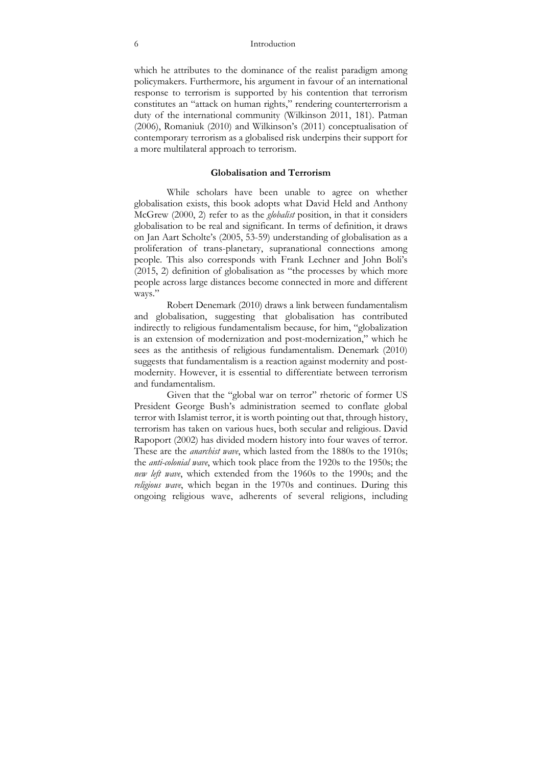which he attributes to the dominance of the realist paradigm among policymakers. Furthermore, his argument in favour of an international response to terrorism is supported by his contention that terrorism constitutes an "attack on human rights," rendering counterterrorism a duty of the international community (Wilkinson 2011, 181). Patman (2006), Romaniuk (2010) and Wilkinson's (2011) conceptualisation of contemporary terrorism as a globalised risk underpins their support for a more multilateral approach to terrorism.

## Globalisation and Terrorism

While scholars have been unable to agree on whether globalisation exists, this book adopts what David Held and Anthony McGrew (2000, 2) refer to as the *globalist* position, in that it considers globalisation to be real and significant. In terms of definition, it draws on Jan Aart Scholte's (2005, 53-59) understanding of globalisation as a proliferation of trans-planetary, supranational connections among people. This also corresponds with Frank Lechner and John Boli's (2015, 2) definition of globalisation as "the processes by which more people across large distances become connected in more and different ways."

Robert Denemark (2010) draws a link between fundamentalism and globalisation, suggesting that globalisation has contributed indirectly to religious fundamentalism because, for him, "globalization is an extension of modernization and post-modernization," which he sees as the antithesis of religious fundamentalism. Denemark (2010) suggests that fundamentalism is a reaction against modernity and post-modernity. However, it is essential to differentiate between terrorism and fundamentalism.

Given that the "global war on terror" rhetoric of former US President George Bush's administration seemed to conflate global terror with Islamist terror, it is worth pointing out that, through history, terrorism has taken on various hues, both secular and religious. David Rapoport (2002) has divided modern history into four waves of terror. These are the *anarchist wave*, which lasted from the 1880s to the 1910s; the *anti-colonial wave*, which took place from the 1920s to the 1950s; the *new left wave*, which extended from the 1960s to the 1990s; and the *religious wave*, which began in the 1970s and continues. During this ongoing religious wave, adherents of several religions, including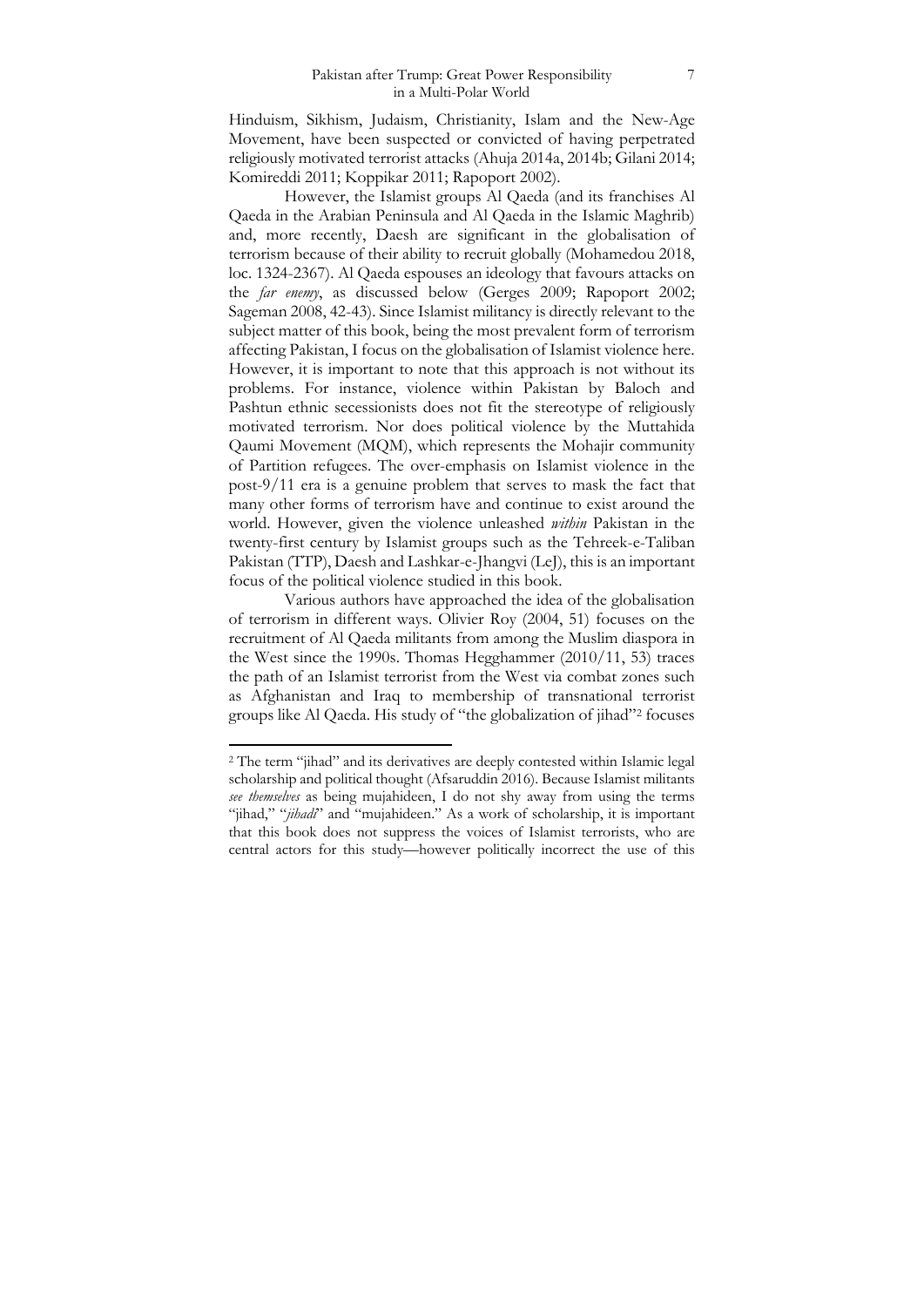Hinduism, Sikhism, Judaism, Christianity, Islam and the New-Age Movement, have been suspected or convicted of having perpetrated religiously motivated terrorist attacks (Ahuja 2014a, 2014b; Gilani 2014; Komireddi 2011; Koppikar 2011; Rapoport 2002).

However, the Islamist groups Al Qaeda (and its franchises Al Qaeda in the Arabian Peninsula and Al Qaeda in the Islamic Maghrib) and, more recently, Daesh are significant in the globalisation of terrorism because of their ability to recruit globally (Mohamedou 2018, loc. 1324-2367). Al Qaeda espouses an ideology that favours attacks on the *far enemy*, as discussed below (Gerges 2009; Rapoport 2002; Sageman 2008, 42-43). Since Islamist militancy is directly relevant to the subject matter of this book, being the most prevalent form of terrorism affecting Pakistan, I focus on the globalisation of Islamist violence here. However, it is important to note that this approach is not without its problems. For instance, violence within Pakistan by Baloch and Pashtun ethnic secessionists does not fit the stereotype of religiously motivated terrorism. Nor does political violence by the Muttahida Qaumi Movement (MQM), which represents the Mohajir community of Partition refugees. The over-emphasis on Islamist violence in the post-9/11 era is a genuine problem that serves to mask the fact that many other forms of terrorism have and continue to exist around the world. However, given the violence unleashed *within* Pakistan in the twenty-first century by Islamist groups such as the Tehreek-e-Taliban Pakistan (TTP), Daesh and Lashkar-e-Jhangvi (LeJ), this is an important focus of the political violence studied in this book.

Various authors have approached the idea of the globalisation of terrorism in different ways. Olivier Roy (2004, 51) focuses on the recruitment of Al Qaeda militants from among the Muslim diaspora in the West since the 1990s. Thomas Hegghammer (2010/11, 53) traces the path of an Islamist terrorist from the West via combat zones such as Afghanistan and Iraq to membership of transnational terrorist groups like Al Qaeda. His study of "the globalization of jihad"[2] focuses

---

[2] The term "jihad" and its derivatives are deeply contested within Islamic legal scholarship and political thought (Afsaruddin 2016). Because Islamist militants *see themselves* as being mujahideen, I do not shy away from using the terms "jihad," "*jihadi*" and "mujahideen." As a work of scholarship, it is important that this book does not suppress the voices of Islamist terrorists, who are central actors for this study—however politically incorrect the use of this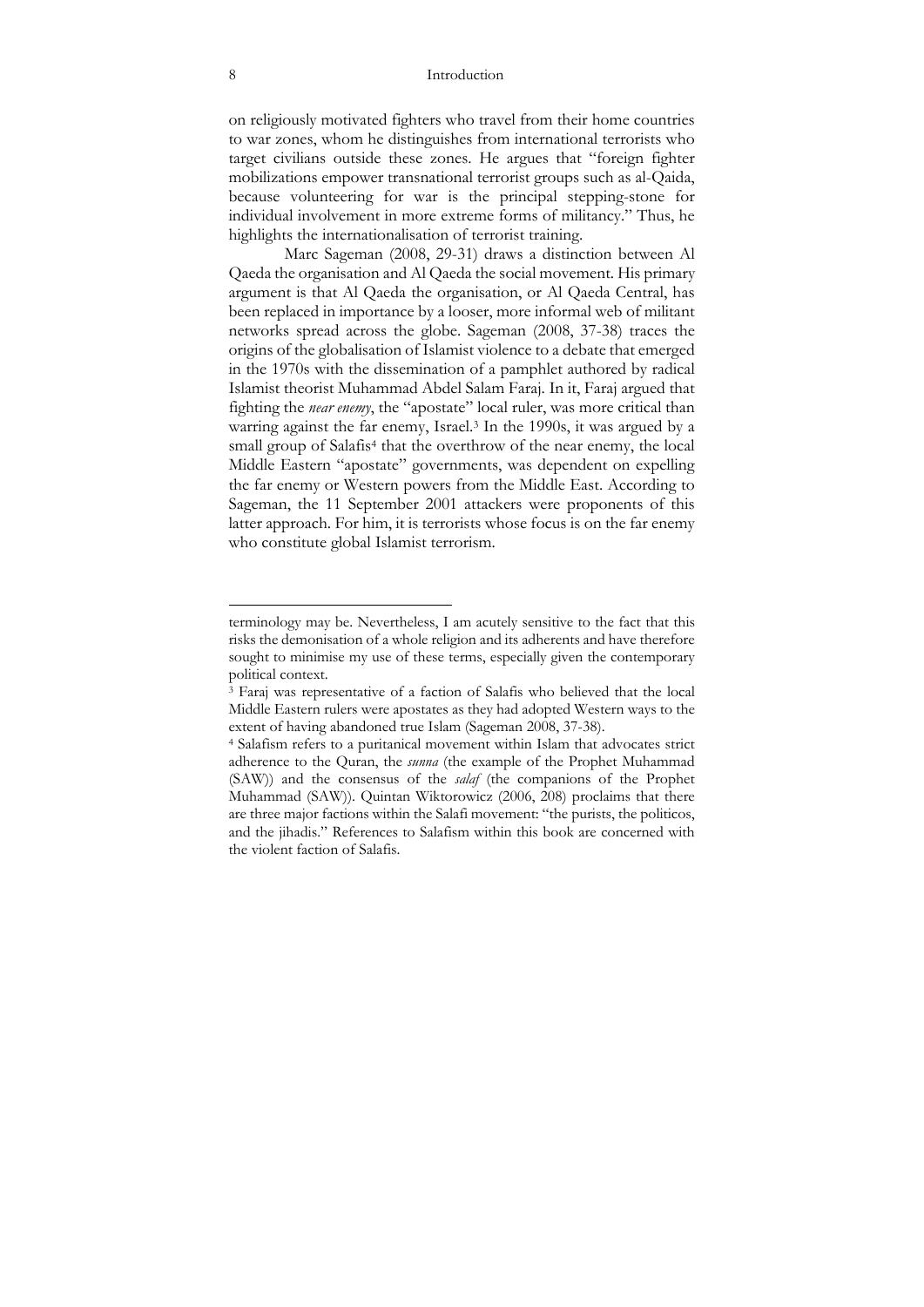on religiously motivated fighters who travel from their home countries to war zones, whom he distinguishes from international terrorists who target civilians outside these zones. He argues that "foreign fighter mobilizations empower transnational terrorist groups such as al-Qaida, because volunteering for war is the principal stepping-stone for individual involvement in more extreme forms of militancy." Thus, he highlights the internationalisation of terrorist training.

Marc Sageman (2008, 29-31) draws a distinction between Al Qaeda the organisation and Al Qaeda the social movement. His primary argument is that Al Qaeda the organisation, or Al Qaeda Central, has been replaced in importance by a looser, more informal web of militant networks spread across the globe. Sageman (2008, 37-38) traces the origins of the globalisation of Islamist violence to a debate that emerged in the 1970s with the dissemination of a pamphlet authored by radical Islamist theorist Muhammad Abdel Salam Faraj. In it, Faraj argued that fighting the *near enemy*, the "apostate" local ruler, was more critical than warring against the far enemy, Israel.[3] In the 1990s, it was argued by a small group of Salafis[4] that the overthrow of the near enemy, the local Middle Eastern "apostate" governments, was dependent on expelling the far enemy or Western powers from the Middle East. According to Sageman, the 11 September 2001 attackers were proponents of this latter approach. For him, it is terrorists whose focus is on the far enemy who constitute global Islamist terrorism.

---

terminology may be. Nevertheless, I am acutely sensitive to the fact that this risks the demonisation of a whole religion and its adherents and have therefore sought to minimise my use of these terms, especially given the contemporary political context.

[3] Faraj was representative of a faction of Salafis who believed that the local Middle Eastern rulers were apostates as they had adopted Western ways to the extent of having abandoned true Islam (Sageman 2008, 37-38).

[4] Salafism refers to a puritanical movement within Islam that advocates strict adherence to the Quran, the *sunna* (the example of the Prophet Muhammad (SAW)) and the consensus of the *salaf* (the companions of the Prophet Muhammad (SAW)). Quintan Wiktorowicz (2006, 208) proclaims that there are three major factions within the Salafi movement: "the purists, the politicos, and the jihadis." References to Salafism within this book are concerned with the violent faction of Salafis.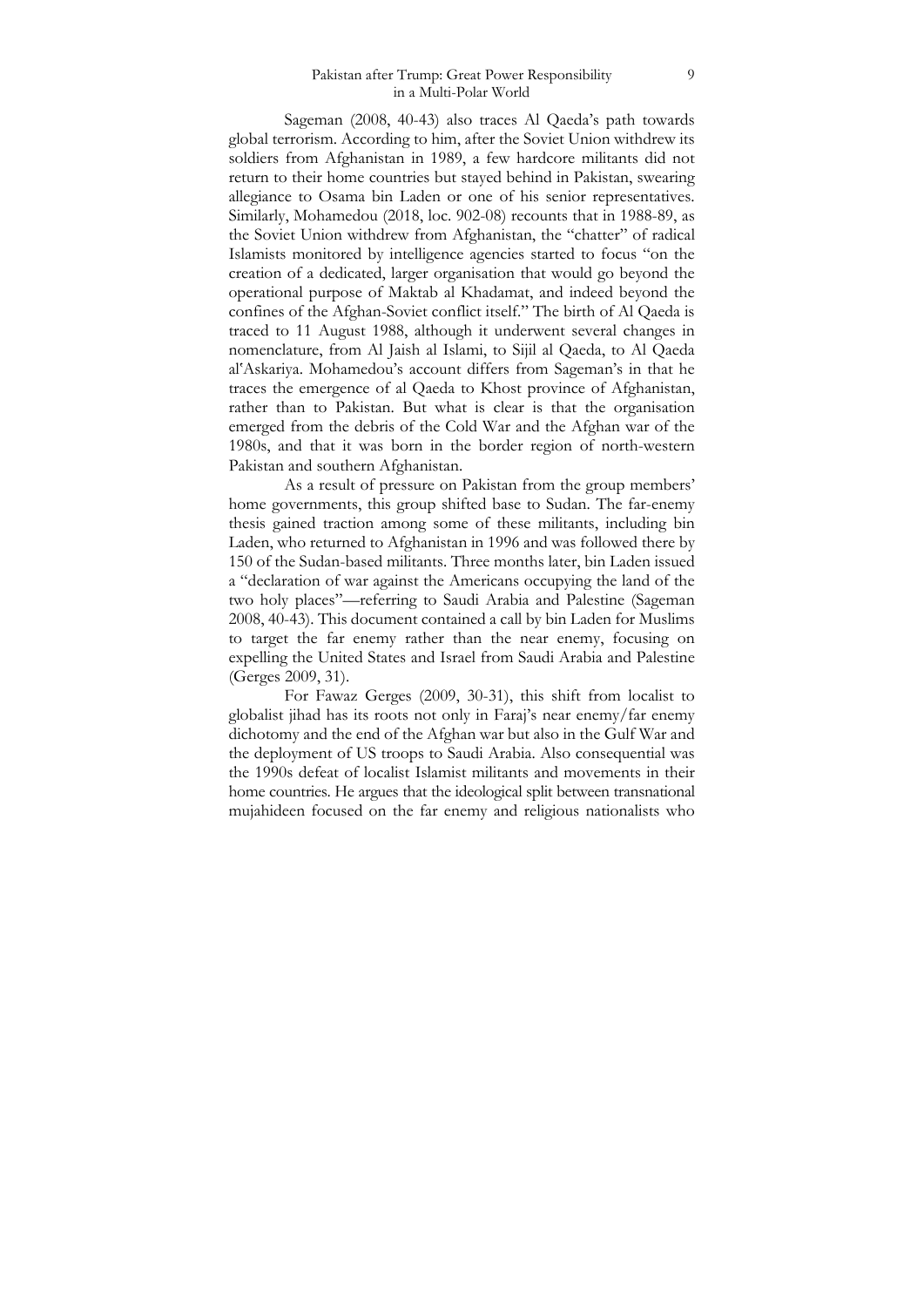Sageman (2008, 40-43) also traces Al Qaeda's path towards global terrorism. According to him, after the Soviet Union withdrew its soldiers from Afghanistan in 1989, a few hardcore militants did not return to their home countries but stayed behind in Pakistan, swearing allegiance to Osama bin Laden or one of his senior representatives. Similarly, Mohamedou (2018, loc. 902-08) recounts that in 1988-89, as the Soviet Union withdrew from Afghanistan, the "chatter" of radical Islamists monitored by intelligence agencies started to focus "on the creation of a dedicated, larger organisation that would go beyond the operational purpose of Maktab al Khadamat, and indeed beyond the confines of the Afghan-Soviet conflict itself." The birth of Al Qaeda is traced to 11 August 1988, although it underwent several changes in nomenclature, from Al Jaish al Islami, to Sijil al Qaeda, to Al Qaeda al'Askariya. Mohamedou's account differs from Sageman's in that he traces the emergence of al Qaeda to Khost province of Afghanistan, rather than to Pakistan. But what is clear is that the organisation emerged from the debris of the Cold War and the Afghan war of the 1980s, and that it was born in the border region of north-western Pakistan and southern Afghanistan.

As a result of pressure on Pakistan from the group members' home governments, this group shifted base to Sudan. The far-enemy thesis gained traction among some of these militants, including bin Laden, who returned to Afghanistan in 1996 and was followed there by 150 of the Sudan-based militants. Three months later, bin Laden issued a "declaration of war against the Americans occupying the land of the two holy places"—referring to Saudi Arabia and Palestine (Sageman 2008, 40-43). This document contained a call by bin Laden for Muslims to target the far enemy rather than the near enemy, focusing on expelling the United States and Israel from Saudi Arabia and Palestine (Gerges 2009, 31).

For Fawaz Gerges (2009, 30-31), this shift from localist to globalist jihad has its roots not only in Faraj's near enemy/far enemy dichotomy and the end of the Afghan war but also in the Gulf War and the deployment of US troops to Saudi Arabia. Also consequential was the 1990s defeat of localist Islamist militants and movements in their home countries. He argues that the ideological split between transnational mujahideen focused on the far enemy and religious nationalists who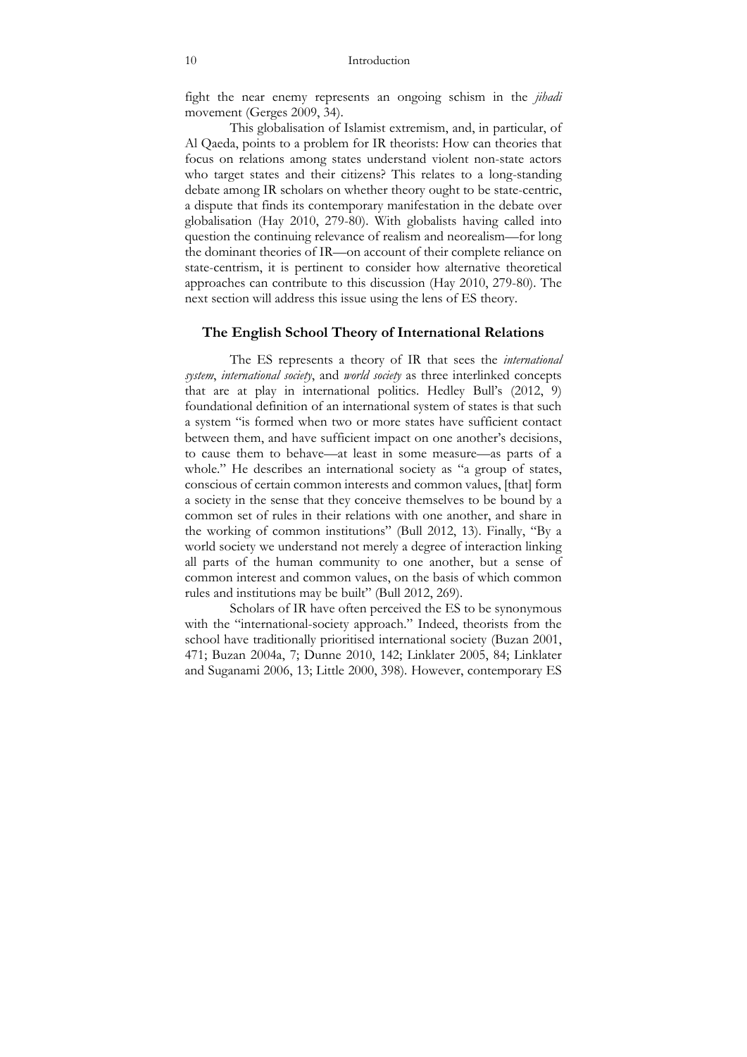fight the near enemy represents an ongoing schism in the *jihadi* movement (Gerges 2009, 34).

This globalisation of Islamist extremism, and, in particular, of Al Qaeda, points to a problem for IR theorists: How can theories that focus on relations among states understand violent non-state actors who target states and their citizens? This relates to a long-standing debate among IR scholars on whether theory ought to be state-centric, a dispute that finds its contemporary manifestation in the debate over globalisation (Hay 2010, 279-80). With globalists having called into question the continuing relevance of realism and neorealism—for long the dominant theories of IR—on account of their complete reliance on state-centrism, it is pertinent to consider how alternative theoretical approaches can contribute to this discussion (Hay 2010, 279-80). The next section will address this issue using the lens of ES theory.

## The English School Theory of International Relations

The ES represents a theory of IR that sees the *international system*, *international society*, and *world society* as three interlinked concepts that are at play in international politics. Hedley Bull's (2012, 9) foundational definition of an international system of states is that such a system "is formed when two or more states have sufficient contact between them, and have sufficient impact on one another's decisions, to cause them to behave—at least in some measure—as parts of a whole." He describes an international society as "a group of states, conscious of certain common interests and common values, [that] form a society in the sense that they conceive themselves to be bound by a common set of rules in their relations with one another, and share in the working of common institutions" (Bull 2012, 13). Finally, "By a world society we understand not merely a degree of interaction linking all parts of the human community to one another, but a sense of common interest and common values, on the basis of which common rules and institutions may be built" (Bull 2012, 269).

Scholars of IR have often perceived the ES to be synonymous with the "international-society approach." Indeed, theorists from the school have traditionally prioritised international society (Buzan 2001, 471; Buzan 2004a, 7; Dunne 2010, 142; Linklater 2005, 84; Linklater and Suganami 2006, 13; Little 2000, 398). However, contemporary ES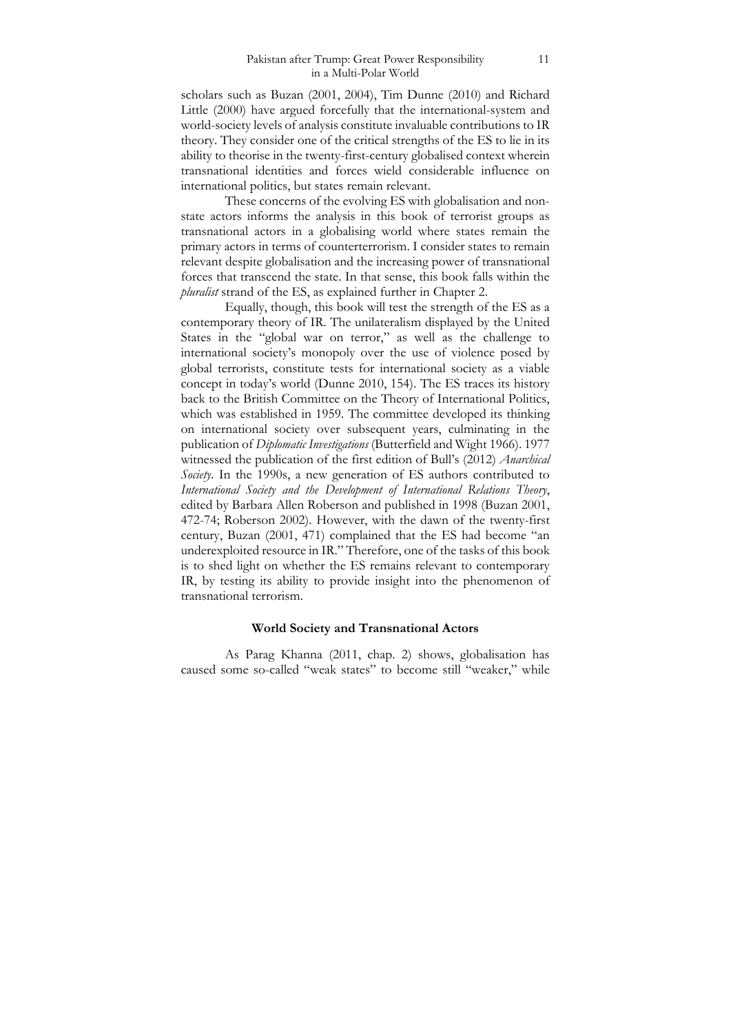scholars such as Buzan (2001, 2004), Tim Dunne (2010) and Richard Little (2000) have argued forcefully that the international-system and world-society levels of analysis constitute invaluable contributions to IR theory. They consider one of the critical strengths of the ES to lie in its ability to theorise in the twenty-first-century globalised context wherein transnational identities and forces wield considerable influence on international politics, but states remain relevant.

These concerns of the evolving ES with globalisation and non-state actors informs the analysis in this book of terrorist groups as transnational actors in a globalising world where states remain the primary actors in terms of counterterrorism. I consider states to remain relevant despite globalisation and the increasing power of transnational forces that transcend the state. In that sense, this book falls within the *pluralist* strand of the ES, as explained further in Chapter 2.

Equally, though, this book will test the strength of the ES as a contemporary theory of IR. The unilateralism displayed by the United States in the "global war on terror," as well as the challenge to international society's monopoly over the use of violence posed by global terrorists, constitute tests for international society as a viable concept in today's world (Dunne 2010, 154). The ES traces its history back to the British Committee on the Theory of International Politics, which was established in 1959. The committee developed its thinking on international society over subsequent years, culminating in the publication of *Diplomatic Investigations* (Butterfield and Wight 1966). 1977 witnessed the publication of the first edition of Bull's (2012) *Anarchical Society*. In the 1990s, a new generation of ES authors contributed to *International Society and the Development of International Relations Theory*, edited by Barbara Allen Roberson and published in 1998 (Buzan 2001, 472-74; Roberson 2002). However, with the dawn of the twenty-first century, Buzan (2001, 471) complained that the ES had become "an underexploited resource in IR." Therefore, one of the tasks of this book is to shed light on whether the ES remains relevant to contemporary IR, by testing its ability to provide insight into the phenomenon of transnational terrorism.

### World Society and Transnational Actors

As Parag Khanna (2011, chap. 2) shows, globalisation has caused some so-called "weak states" to become still "weaker," while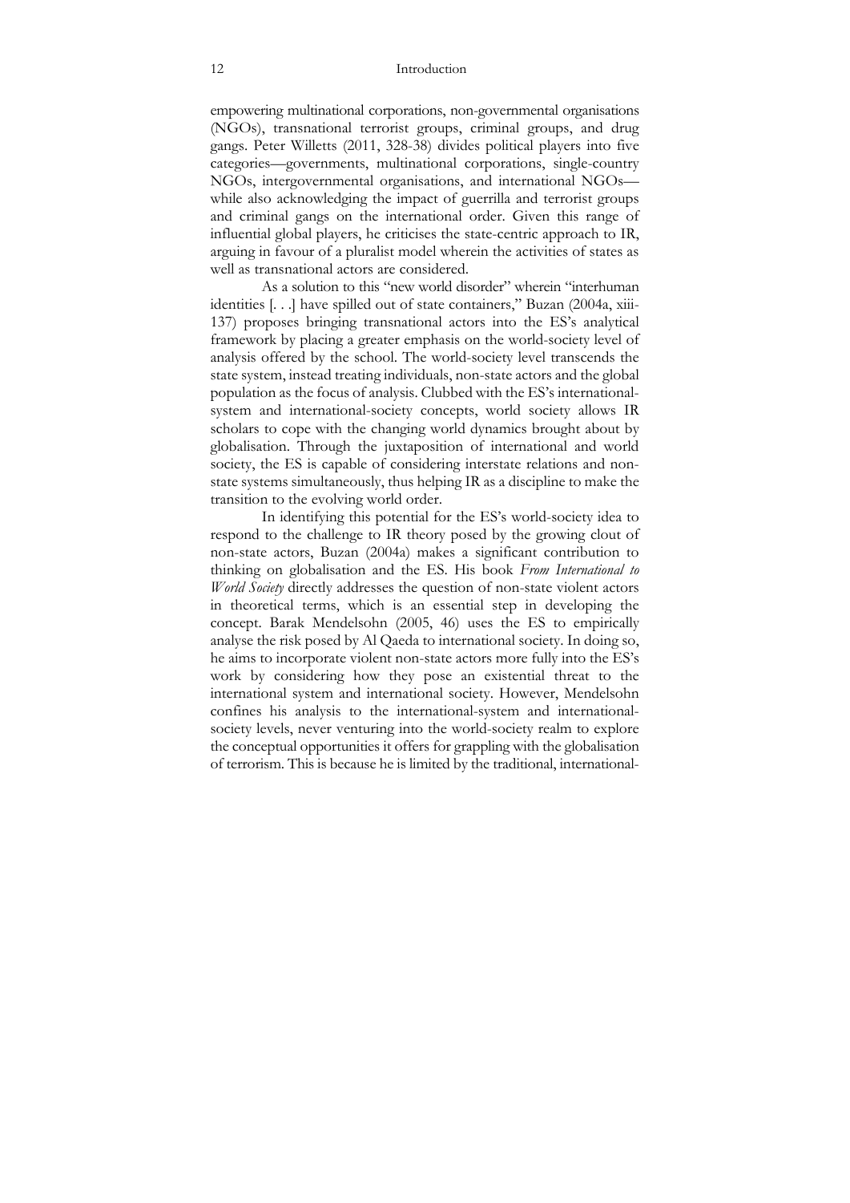empowering multinational corporations, non-governmental organisations (NGOs), transnational terrorist groups, criminal groups, and drug gangs. Peter Willetts (2011, 328-38) divides political players into five categories—governments, multinational corporations, single-country NGOs, intergovernmental organisations, and international NGOs—while also acknowledging the impact of guerrilla and terrorist groups and criminal gangs on the international order. Given this range of influential global players, he criticises the state-centric approach to IR, arguing in favour of a pluralist model wherein the activities of states as well as transnational actors are considered.

As a solution to this "new world disorder" wherein "interhuman identities [. . .] have spilled out of state containers," Buzan (2004a, xiii-137) proposes bringing transnational actors into the ES's analytical framework by placing a greater emphasis on the world-society level of analysis offered by the school. The world-society level transcends the state system, instead treating individuals, non-state actors and the global population as the focus of analysis. Clubbed with the ES's international-system and international-society concepts, world society allows IR scholars to cope with the changing world dynamics brought about by globalisation. Through the juxtaposition of international and world society, the ES is capable of considering interstate relations and non-state systems simultaneously, thus helping IR as a discipline to make the transition to the evolving world order.

In identifying this potential for the ES's world-society idea to respond to the challenge to IR theory posed by the growing clout of non-state actors, Buzan (2004a) makes a significant contribution to thinking on globalisation and the ES. His book *From International to World Society* directly addresses the question of non-state violent actors in theoretical terms, which is an essential step in developing the concept. Barak Mendelsohn (2005, 46) uses the ES to empirically analyse the risk posed by Al Qaeda to international society. In doing so, he aims to incorporate violent non-state actors more fully into the ES's work by considering how they pose an existential threat to the international system and international society. However, Mendelsohn confines his analysis to the international-system and international-society levels, never venturing into the world-society realm to explore the conceptual opportunities it offers for grappling with the globalisation of terrorism. This is because he is limited by the traditional, international-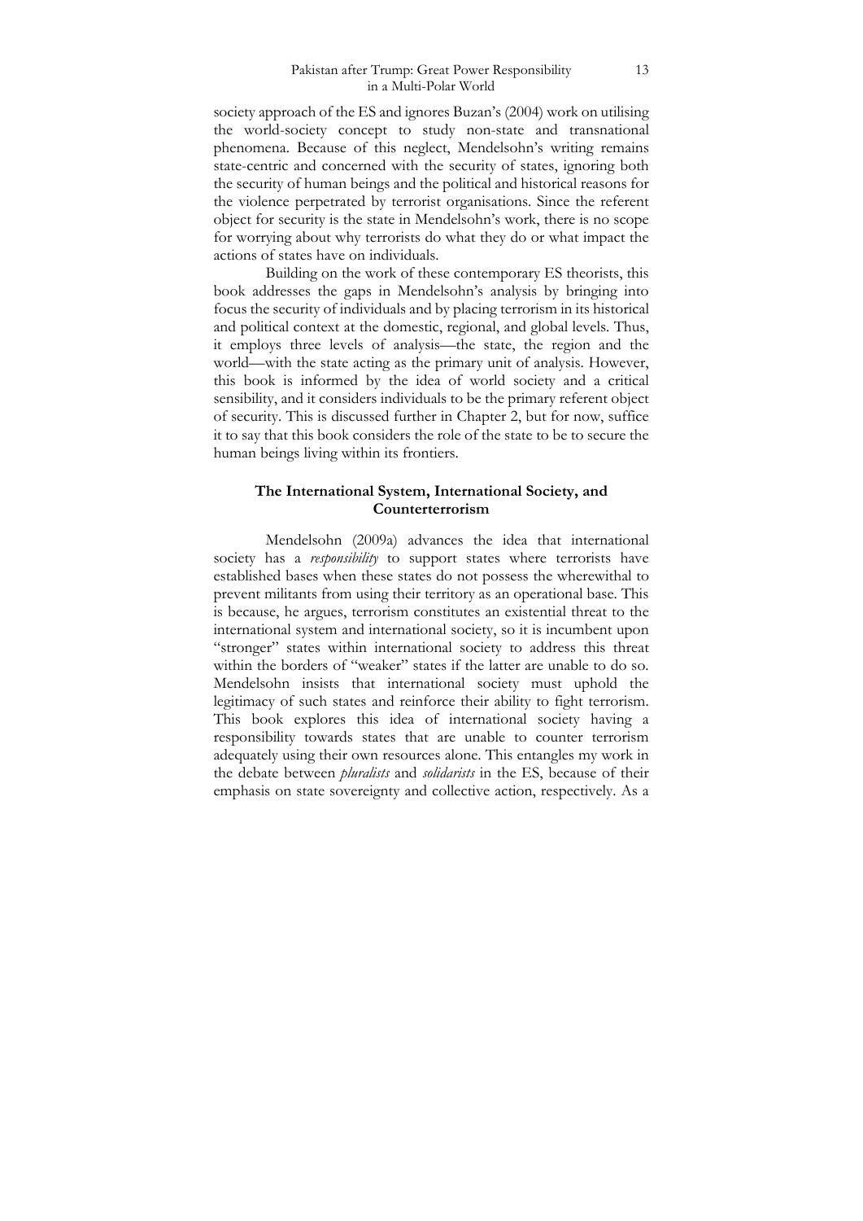society approach of the ES and ignores Buzan's (2004) work on utilising the world-society concept to study non-state and transnational phenomena. Because of this neglect, Mendelsohn's writing remains state-centric and concerned with the security of states, ignoring both the security of human beings and the political and historical reasons for the violence perpetrated by terrorist organisations. Since the referent object for security is the state in Mendelsohn's work, there is no scope for worrying about why terrorists do what they do or what impact the actions of states have on individuals.

Building on the work of these contemporary ES theorists, this book addresses the gaps in Mendelsohn's analysis by bringing into focus the security of individuals and by placing terrorism in its historical and political context at the domestic, regional, and global levels. Thus, it employs three levels of analysis—the state, the region and the world—with the state acting as the primary unit of analysis. However, this book is informed by the idea of world society and a critical sensibility, and it considers individuals to be the primary referent object of security. This is discussed further in Chapter 2, but for now, suffice it to say that this book considers the role of the state to be to secure the human beings living within its frontiers.

## The International System, International Society, and Counterterrorism

Mendelsohn (2009a) advances the idea that international society has a *responsibility* to support states where terrorists have established bases when these states do not possess the wherewithal to prevent militants from using their territory as an operational base. This is because, he argues, terrorism constitutes an existential threat to the international system and international society, so it is incumbent upon "stronger" states within international society to address this threat within the borders of "weaker" states if the latter are unable to do so. Mendelsohn insists that international society must uphold the legitimacy of such states and reinforce their ability to fight terrorism. This book explores this idea of international society having a responsibility towards states that are unable to counter terrorism adequately using their own resources alone. This entangles my work in the debate between *pluralists* and *solidarists* in the ES, because of their emphasis on state sovereignty and collective action, respectively. As a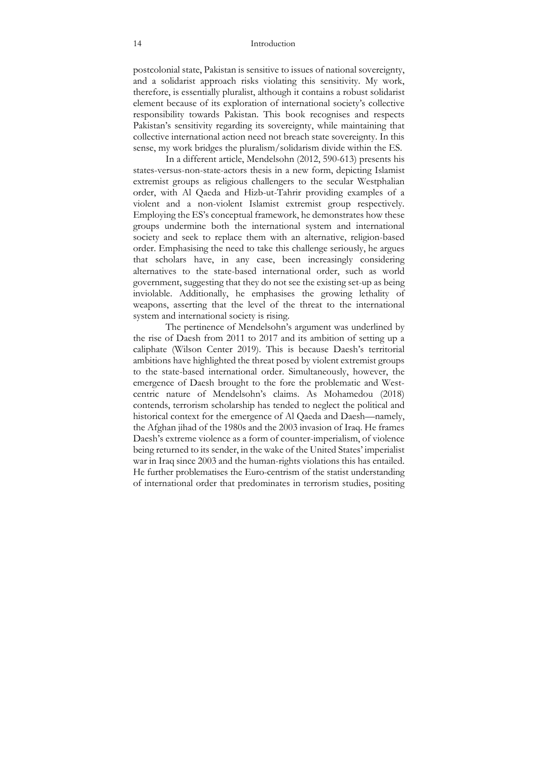postcolonial state, Pakistan is sensitive to issues of national sovereignty, and a solidarist approach risks violating this sensitivity. My work, therefore, is essentially pluralist, although it contains a robust solidarist element because of its exploration of international society's collective responsibility towards Pakistan. This book recognises and respects Pakistan's sensitivity regarding its sovereignty, while maintaining that collective international action need not breach state sovereignty. In this sense, my work bridges the pluralism/solidarism divide within the ES.

In a different article, Mendelsohn (2012, 590-613) presents his states-versus-non-state-actors thesis in a new form, depicting Islamist extremist groups as religious challengers to the secular Westphalian order, with Al Qaeda and Hizb-ut-Tahrir providing examples of a violent and a non-violent Islamist extremist group respectively. Employing the ES's conceptual framework, he demonstrates how these groups undermine both the international system and international society and seek to replace them with an alternative, religion-based order. Emphasising the need to take this challenge seriously, he argues that scholars have, in any case, been increasingly considering alternatives to the state-based international order, such as world government, suggesting that they do not see the existing set-up as being inviolable. Additionally, he emphasises the growing lethality of weapons, asserting that the level of the threat to the international system and international society is rising.

The pertinence of Mendelsohn's argument was underlined by the rise of Daesh from 2011 to 2017 and its ambition of setting up a caliphate (Wilson Center 2019). This is because Daesh's territorial ambitions have highlighted the threat posed by violent extremist groups to the state-based international order. Simultaneously, however, the emergence of Daesh brought to the fore the problematic and West-centric nature of Mendelsohn's claims. As Mohamedou (2018) contends, terrorism scholarship has tended to neglect the political and historical context for the emergence of Al Qaeda and Daesh—namely, the Afghan jihad of the 1980s and the 2003 invasion of Iraq. He frames Daesh's extreme violence as a form of counter-imperialism, of violence being returned to its sender, in the wake of the United States' imperialist war in Iraq since 2003 and the human-rights violations this has entailed. He further problematises the Euro-centrism of the statist understanding of international order that predominates in terrorism studies, positing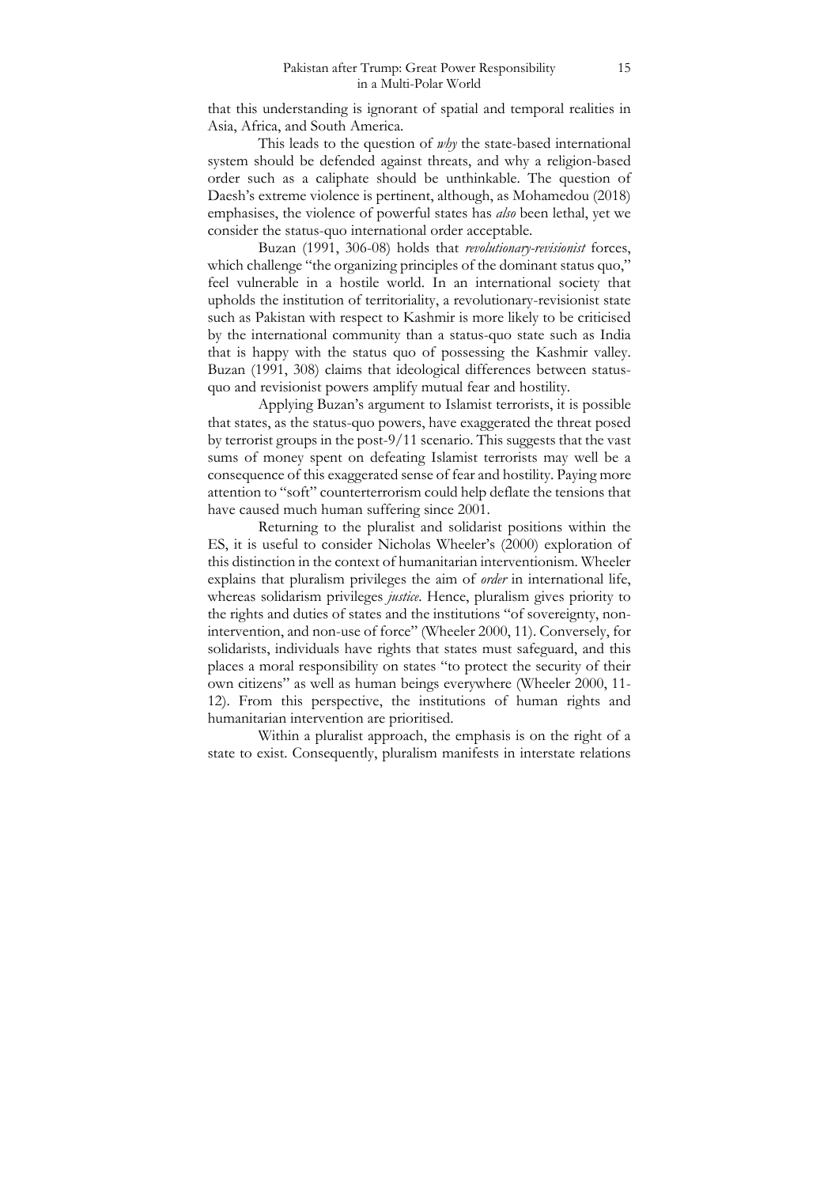that this understanding is ignorant of spatial and temporal realities in Asia, Africa, and South America.

This leads to the question of *why* the state-based international system should be defended against threats, and why a religion-based order such as a caliphate should be unthinkable. The question of Daesh's extreme violence is pertinent, although, as Mohamedou (2018) emphasises, the violence of powerful states has *also* been lethal, yet we consider the status-quo international order acceptable.

Buzan (1991, 306-08) holds that *revolutionary-revisionist* forces, which challenge "the organizing principles of the dominant status quo," feel vulnerable in a hostile world. In an international society that upholds the institution of territoriality, a revolutionary-revisionist state such as Pakistan with respect to Kashmir is more likely to be criticised by the international community than a status-quo state such as India that is happy with the status quo of possessing the Kashmir valley. Buzan (1991, 308) claims that ideological differences between status-quo and revisionist powers amplify mutual fear and hostility.

Applying Buzan's argument to Islamist terrorists, it is possible that states, as the status-quo powers, have exaggerated the threat posed by terrorist groups in the post-9/11 scenario. This suggests that the vast sums of money spent on defeating Islamist terrorists may well be a consequence of this exaggerated sense of fear and hostility. Paying more attention to "soft" counterterrorism could help deflate the tensions that have caused much human suffering since 2001.

Returning to the pluralist and solidarist positions within the ES, it is useful to consider Nicholas Wheeler's (2000) exploration of this distinction in the context of humanitarian interventionism. Wheeler explains that pluralism privileges the aim of *order* in international life, whereas solidarism privileges *justice*. Hence, pluralism gives priority to the rights and duties of states and the institutions "of sovereignty, non-intervention, and non-use of force" (Wheeler 2000, 11). Conversely, for solidarists, individuals have rights that states must safeguard, and this places a moral responsibility on states "to protect the security of their own citizens" as well as human beings everywhere (Wheeler 2000, 11-12). From this perspective, the institutions of human rights and humanitarian intervention are prioritised.

Within a pluralist approach, the emphasis is on the right of a state to exist. Consequently, pluralism manifests in interstate relations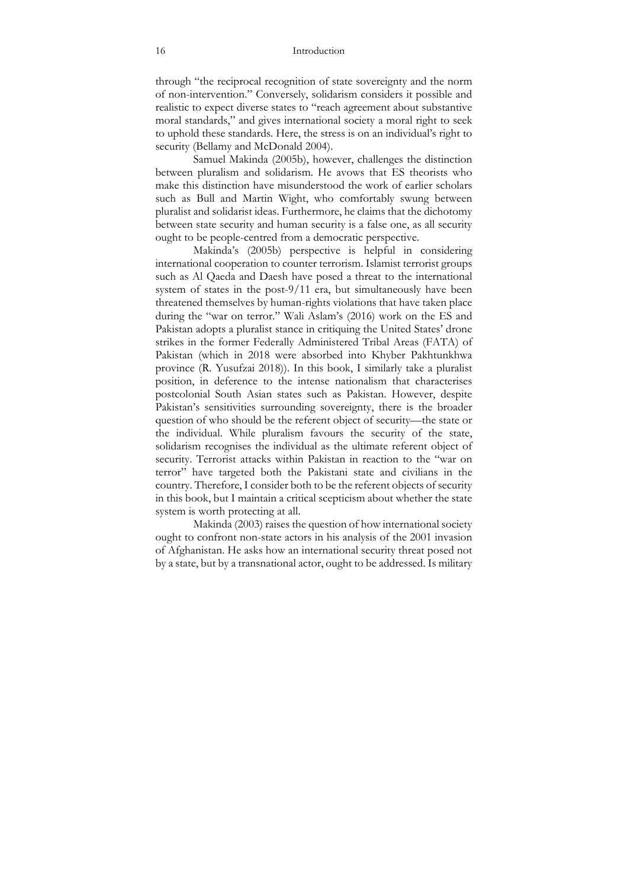through "the reciprocal recognition of state sovereignty and the norm of non-intervention." Conversely, solidarism considers it possible and realistic to expect diverse states to "reach agreement about substantive moral standards," and gives international society a moral right to seek to uphold these standards. Here, the stress is on an individual's right to security (Bellamy and McDonald 2004).

Samuel Makinda (2005b), however, challenges the distinction between pluralism and solidarism. He avows that ES theorists who make this distinction have misunderstood the work of earlier scholars such as Bull and Martin Wight, who comfortably swung between pluralist and solidarist ideas. Furthermore, he claims that the dichotomy between state security and human security is a false one, as all security ought to be people-centred from a democratic perspective.

Makinda's (2005b) perspective is helpful in considering international cooperation to counter terrorism. Islamist terrorist groups such as Al Qaeda and Daesh have posed a threat to the international system of states in the post-9/11 era, but simultaneously have been threatened themselves by human-rights violations that have taken place during the "war on terror." Wali Aslam's (2016) work on the ES and Pakistan adopts a pluralist stance in critiquing the United States' drone strikes in the former Federally Administered Tribal Areas (FATA) of Pakistan (which in 2018 were absorbed into Khyber Pakhtunkhwa province (R. Yusufzai 2018)). In this book, I similarly take a pluralist position, in deference to the intense nationalism that characterises postcolonial South Asian states such as Pakistan. However, despite Pakistan's sensitivities surrounding sovereignty, there is the broader question of who should be the referent object of security—the state or the individual. While pluralism favours the security of the state, solidarism recognises the individual as the ultimate referent object of security. Terrorist attacks within Pakistan in reaction to the "war on terror" have targeted both the Pakistani state and civilians in the country. Therefore, I consider both to be the referent objects of security in this book, but I maintain a critical scepticism about whether the state system is worth protecting at all.

Makinda (2003) raises the question of how international society ought to confront non-state actors in his analysis of the 2001 invasion of Afghanistan. He asks how an international security threat posed not by a state, but by a transnational actor, ought to be addressed. Is military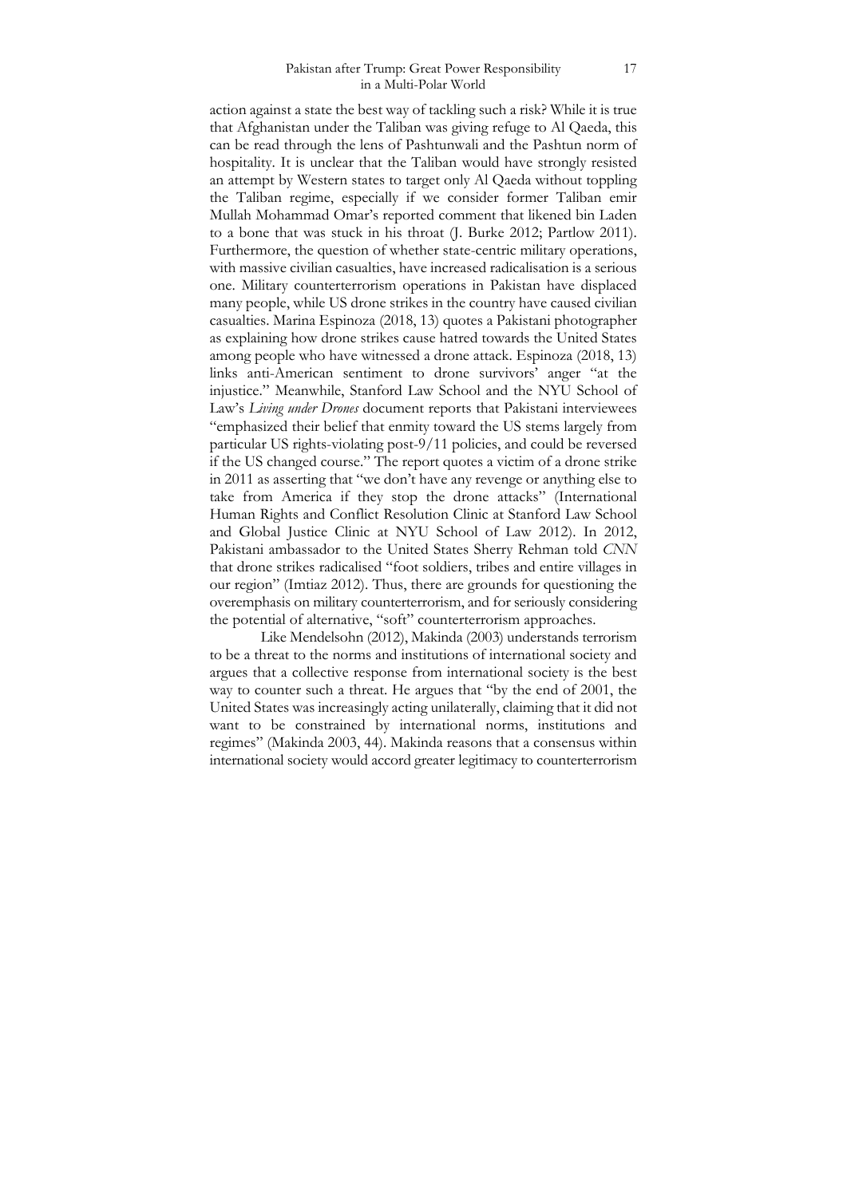action against a state the best way of tackling such a risk? While it is true that Afghanistan under the Taliban was giving refuge to Al Qaeda, this can be read through the lens of Pashtunwali and the Pashtun norm of hospitality. It is unclear that the Taliban would have strongly resisted an attempt by Western states to target only Al Qaeda without toppling the Taliban regime, especially if we consider former Taliban emir Mullah Mohammad Omar's reported comment that likened bin Laden to a bone that was stuck in his throat (J. Burke 2012; Partlow 2011). Furthermore, the question of whether state-centric military operations, with massive civilian casualties, have increased radicalisation is a serious one. Military counterterrorism operations in Pakistan have displaced many people, while US drone strikes in the country have caused civilian casualties. Marina Espinoza (2018, 13) quotes a Pakistani photographer as explaining how drone strikes cause hatred towards the United States among people who have witnessed a drone attack. Espinoza (2018, 13) links anti-American sentiment to drone survivors' anger "at the injustice." Meanwhile, Stanford Law School and the NYU School of Law's *Living under Drones* document reports that Pakistani interviewees "emphasized their belief that enmity toward the US stems largely from particular US rights-violating post-9/11 policies, and could be reversed if the US changed course." The report quotes a victim of a drone strike in 2011 as asserting that "we don't have any revenge or anything else to take from America if they stop the drone attacks" (International Human Rights and Conflict Resolution Clinic at Stanford Law School and Global Justice Clinic at NYU School of Law 2012). In 2012, Pakistani ambassador to the United States Sherry Rehman told *CNN* that drone strikes radicalised "foot soldiers, tribes and entire villages in our region" (Imtiaz 2012). Thus, there are grounds for questioning the overemphasis on military counterterrorism, and for seriously considering the potential of alternative, "soft" counterterrorism approaches.

Like Mendelsohn (2012), Makinda (2003) understands terrorism to be a threat to the norms and institutions of international society and argues that a collective response from international society is the best way to counter such a threat. He argues that "by the end of 2001, the United States was increasingly acting unilaterally, claiming that it did not want to be constrained by international norms, institutions and regimes" (Makinda 2003, 44). Makinda reasons that a consensus within international society would accord greater legitimacy to counterterrorism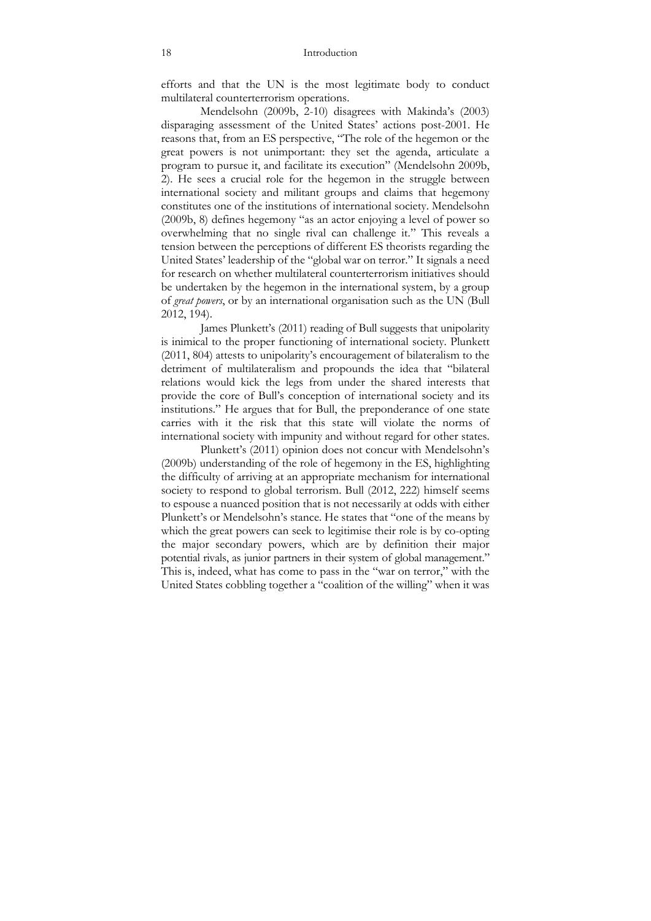efforts and that the UN is the most legitimate body to conduct multilateral counterterrorism operations.

Mendelsohn (2009b, 2-10) disagrees with Makinda's (2003) disparaging assessment of the United States' actions post-2001. He reasons that, from an ES perspective, "The role of the hegemon or the great powers is not unimportant: they set the agenda, articulate a program to pursue it, and facilitate its execution" (Mendelsohn 2009b, 2). He sees a crucial role for the hegemon in the struggle between international society and militant groups and claims that hegemony constitutes one of the institutions of international society. Mendelsohn (2009b, 8) defines hegemony "as an actor enjoying a level of power so overwhelming that no single rival can challenge it." This reveals a tension between the perceptions of different ES theorists regarding the United States' leadership of the "global war on terror." It signals a need for research on whether multilateral counterterrorism initiatives should be undertaken by the hegemon in the international system, by a group of *great powers*, or by an international organisation such as the UN (Bull 2012, 194).

James Plunkett's (2011) reading of Bull suggests that unipolarity is inimical to the proper functioning of international society. Plunkett (2011, 804) attests to unipolarity's encouragement of bilateralism to the detriment of multilateralism and propounds the idea that "bilateral relations would kick the legs from under the shared interests that provide the core of Bull's conception of international society and its institutions." He argues that for Bull, the preponderance of one state carries with it the risk that this state will violate the norms of international society with impunity and without regard for other states.

Plunkett's (2011) opinion does not concur with Mendelsohn's (2009b) understanding of the role of hegemony in the ES, highlighting the difficulty of arriving at an appropriate mechanism for international society to respond to global terrorism. Bull (2012, 222) himself seems to espouse a nuanced position that is not necessarily at odds with either Plunkett's or Mendelsohn's stance. He states that "one of the means by which the great powers can seek to legitimise their role is by co-opting the major secondary powers, which are by definition their major potential rivals, as junior partners in their system of global management." This is, indeed, what has come to pass in the "war on terror," with the United States cobbling together a "coalition of the willing" when it was